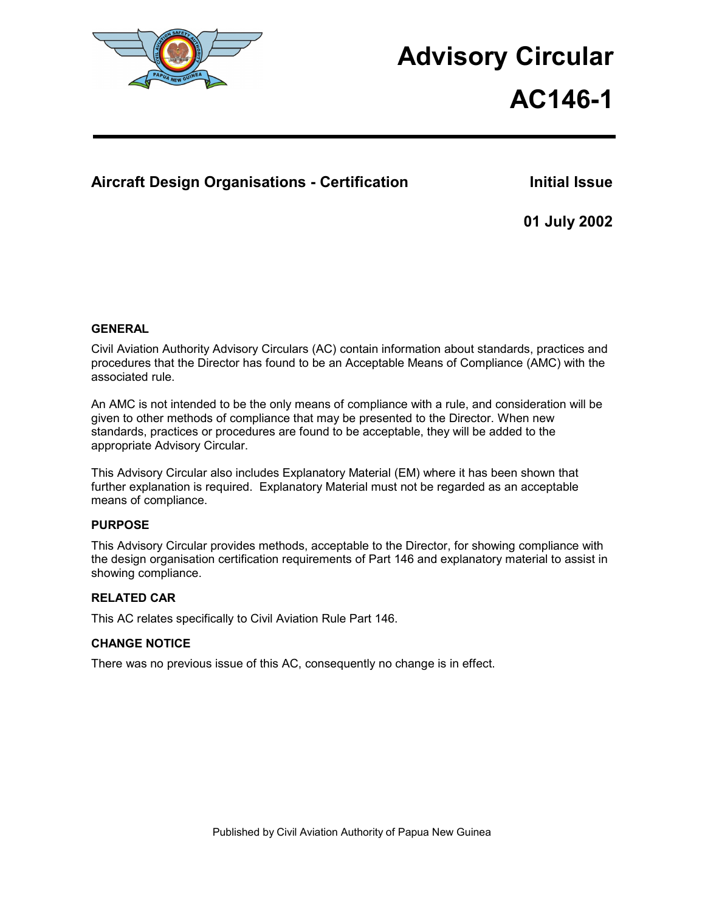# Advisory Circular

# AC146-1

## Aircraft Design Organisations - Certification

**Initial Issue**

**01 July 2002**

### GENERAL

Civil Aviation Authority Advisory Circulars (AC) contain information about standards, practices and procedures that the Director has found to be an Acceptable Means of Compliance (AMC) with the associated rule.

An AMC is not intended to be the only means of compliance with a rule, and consideration will be given to other methods of compliance that may be presented to the Director. When new standards, practices or procedures are found to be acceptable, they will be added to the appropriate Advisory Circular.

This Advisory Circular also includes Explanatory Material (EM) where it has been shown that further explanation is required. Explanatory Material must not be regarded as an acceptable means of compliance.

### PURPOSE

This Advisory Circular provides methods, acceptable to the Director, for showing compliance with the design organisation certification requirements of Part 146 and explanatory material to assist in showing compliance.

### RELATED CAR

This AC relates specifically to Civil Aviation Rule Part 146.

### CHANGE NOTICE

There was no previous issue of this AC, consequently no change is in effect.

Published by Civil Aviation Authority of Papua New Guinea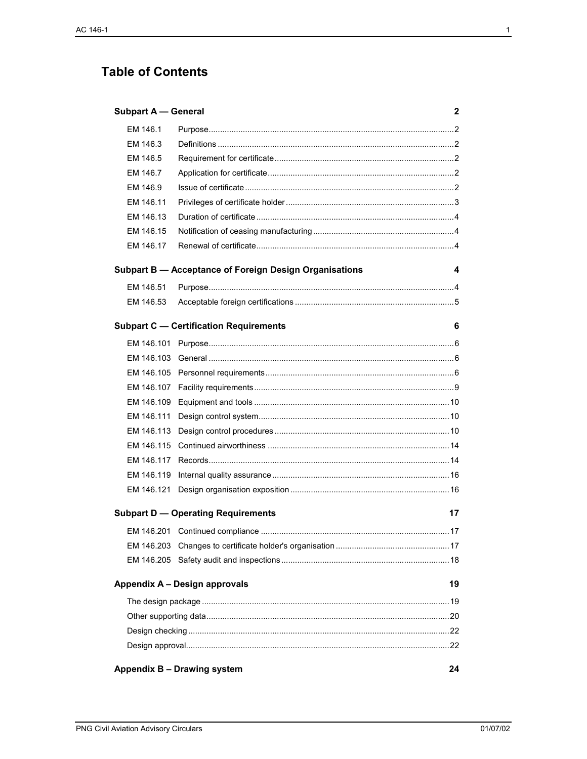# Table of Contents

| | | |
|---|---|---|
| **Subpart A — General** | | **2** |
| EM 146.1 | Purpose | 2 |
| EM 146.3 | Definitions | 2 |
| EM 146.5 | Requirement for certificate | 2 |
| EM 146.7 | Application for certificate | 2 |
| EM 146.9 | Issue of certificate | 2 |
| EM 146.11 | Privileges of certificate holder | 3 |
| EM 146.13 | Duration of certificate | 4 |
| EM 146.15 | Notification of ceasing manufacturing | 4 |
| EM 146.17 | Renewal of certificate | 4 |
| **Subpart B — Acceptance of Foreign Design Organisations** | | **4** |
| EM 146.51 | Purpose | 4 |
| EM 146.53 | Acceptable foreign certifications | 5 |
| **Subpart C — Certification Requirements** | | **6** |
| EM 146.101 | Purpose | 6 |
| EM 146.103 | General | 6 |
| EM 146.105 | Personnel requirements | 6 |
| EM 146.107 | Facility requirements | 9 |
| EM 146.109 | Equipment and tools | 10 |
| EM 146.111 | Design control system | 10 |
| EM 146.113 | Design control procedures | 10 |
| EM 146.115 | Continued airworthiness | 14 |
| EM 146.117 | Records | 14 |
| EM 146.119 | Internal quality assurance | 16 |
| EM 146.121 | Design organisation exposition | 16 |
| **Subpart D — Operating Requirements** | | **17** |
| EM 146.201 | Continued compliance | 17 |
| EM 146.203 | Changes to certificate holder's organisation | 17 |
| EM 146.205 | Safety audit and inspections | 18 |
| **Appendix A – Design approvals** | | **19** |
| The design package | | 19 |
| Other supporting data | | 20 |
| Design checking | | 22 |
| Design approval | | 22 |
| **Appendix B – Drawing system** | | **24** |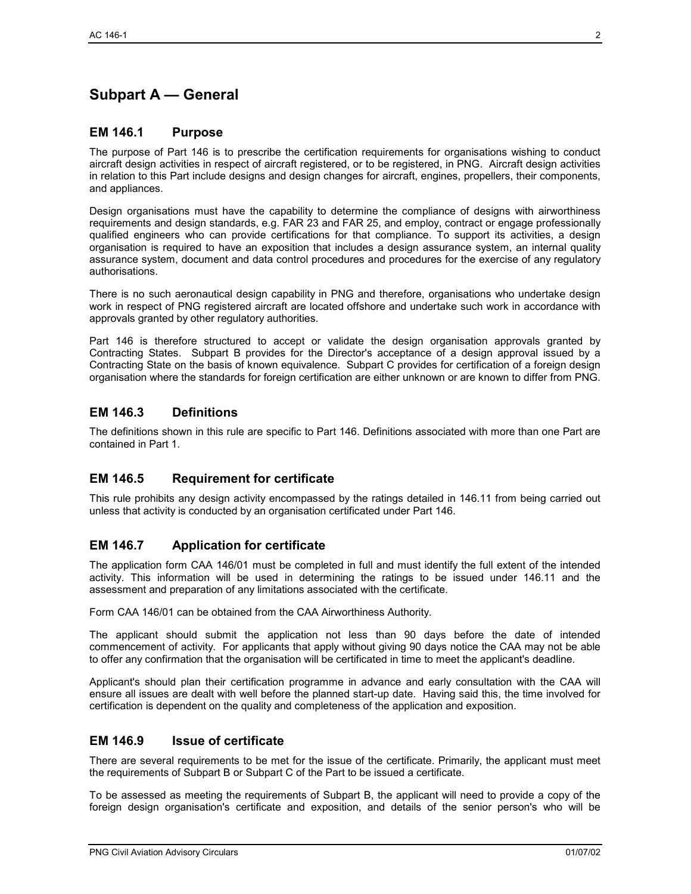## Subpart A — General

### EM 146.1 Purpose

The purpose of Part 146 is to prescribe the certification requirements for organisations wishing to conduct aircraft design activities in respect of aircraft registered, or to be registered, in PNG. Aircraft design activities in relation to this Part include designs and design changes for aircraft, engines, propellers, their components, and appliances.

Design organisations must have the capability to determine the compliance of designs with airworthiness requirements and design standards, e.g. FAR 23 and FAR 25, and employ, contract or engage professionally qualified engineers who can provide certifications for that compliance. To support its activities, a design organisation is required to have an exposition that includes a design assurance system, an internal quality assurance system, document and data control procedures and procedures for the exercise of any regulatory authorisations.

There is no such aeronautical design capability in PNG and therefore, organisations who undertake design work in respect of PNG registered aircraft are located offshore and undertake such work in accordance with approvals granted by other regulatory authorities.

Part 146 is therefore structured to accept or validate the design organisation approvals granted by Contracting States. Subpart B provides for the Director's acceptance of a design approval issued by a Contracting State on the basis of known equivalence. Subpart C provides for certification of a foreign design organisation where the standards for foreign certification are either unknown or are known to differ from PNG.

### EM 146.3 Definitions

The definitions shown in this rule are specific to Part 146. Definitions associated with more than one Part are contained in Part 1.

### EM 146.5 Requirement for certificate

This rule prohibits any design activity encompassed by the ratings detailed in 146.11 from being carried out unless that activity is conducted by an organisation certificated under Part 146.

### EM 146.7 Application for certificate

The application form CAA 146/01 must be completed in full and must identify the full extent of the intended activity. This information will be used in determining the ratings to be issued under 146.11 and the assessment and preparation of any limitations associated with the certificate.

Form CAA 146/01 can be obtained from the CAA Airworthiness Authority.

The applicant should submit the application not less than 90 days before the date of intended commencement of activity. For applicants that apply without giving 90 days notice the CAA may not be able to offer any confirmation that the organisation will be certificated in time to meet the applicant's deadline.

Applicant's should plan their certification programme in advance and early consultation with the CAA will ensure all issues are dealt with well before the planned start-up date. Having said this, the time involved for certification is dependent on the quality and completeness of the application and exposition.

### EM 146.9 Issue of certificate

There are several requirements to be met for the issue of the certificate. Primarily, the applicant must meet the requirements of Subpart B or Subpart C of the Part to be issued a certificate.

To be assessed as meeting the requirements of Subpart B, the applicant will need to provide a copy of the foreign design organisation's certificate and exposition, and details of the senior person's who will be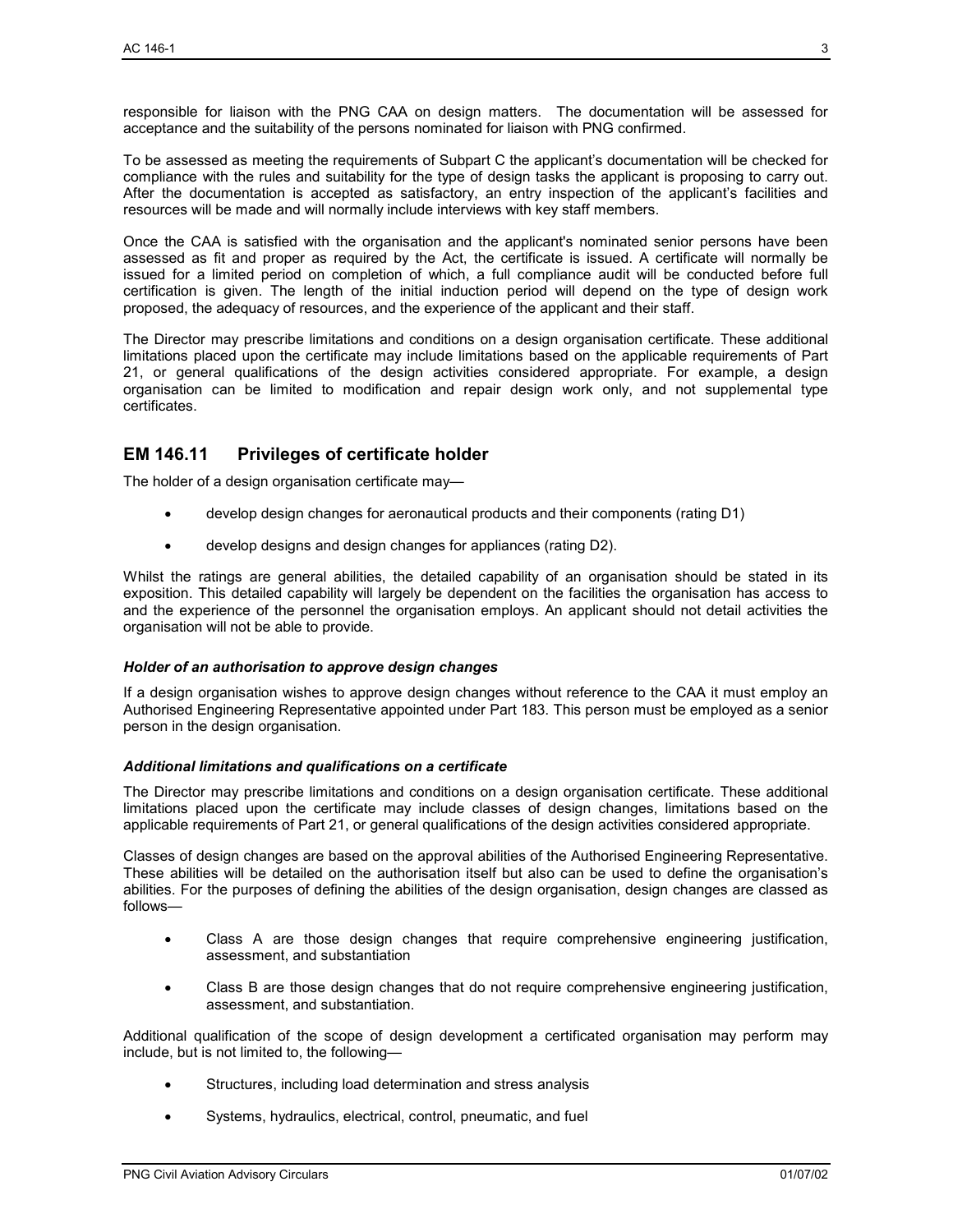responsible for liaison with the PNG CAA on design matters. The documentation will be assessed for acceptance and the suitability of the persons nominated for liaison with PNG confirmed.

To be assessed as meeting the requirements of Subpart C the applicant's documentation will be checked for compliance with the rules and suitability for the type of design tasks the applicant is proposing to carry out. After the documentation is accepted as satisfactory, an entry inspection of the applicant's facilities and resources will be made and will normally include interviews with key staff members.

Once the CAA is satisfied with the organisation and the applicant's nominated senior persons have been assessed as fit and proper as required by the Act, the certificate is issued. A certificate will normally be issued for a limited period on completion of which, a full compliance audit will be conducted before full certification is given. The length of the initial induction period will depend on the type of design work proposed, the adequacy of resources, and the experience of the applicant and their staff.

The Director may prescribe limitations and conditions on a design organisation certificate. These additional limitations placed upon the certificate may include limitations based on the applicable requirements of Part 21, or general qualifications of the design activities considered appropriate. For example, a design organisation can be limited to modification and repair design work only, and not supplemental type certificates.

## EM 146.11 Privileges of certificate holder

The holder of a design organisation certificate may—

- develop design changes for aeronautical products and their components (rating D1)
- develop designs and design changes for appliances (rating D2).

Whilst the ratings are general abilities, the detailed capability of an organisation should be stated in its exposition. This detailed capability will largely be dependent on the facilities the organisation has access to and the experience of the personnel the organisation employs. An applicant should not detail activities the organisation will not be able to provide.

#### *Holder of an authorisation to approve design changes*

If a design organisation wishes to approve design changes without reference to the CAA it must employ an Authorised Engineering Representative appointed under Part 183. This person must be employed as a senior person in the design organisation.

#### *Additional limitations and qualifications on a certificate*

The Director may prescribe limitations and conditions on a design organisation certificate. These additional limitations placed upon the certificate may include classes of design changes, limitations based on the applicable requirements of Part 21, or general qualifications of the design activities considered appropriate.

Classes of design changes are based on the approval abilities of the Authorised Engineering Representative. These abilities will be detailed on the authorisation itself but also can be used to define the organisation's abilities. For the purposes of defining the abilities of the design organisation, design changes are classed as follows—

- Class A are those design changes that require comprehensive engineering justification, assessment, and substantiation
- Class B are those design changes that do not require comprehensive engineering justification, assessment, and substantiation.

Additional qualification of the scope of design development a certificated organisation may perform may include, but is not limited to, the following—

- Structures, including load determination and stress analysis
- Systems, hydraulics, electrical, control, pneumatic, and fuel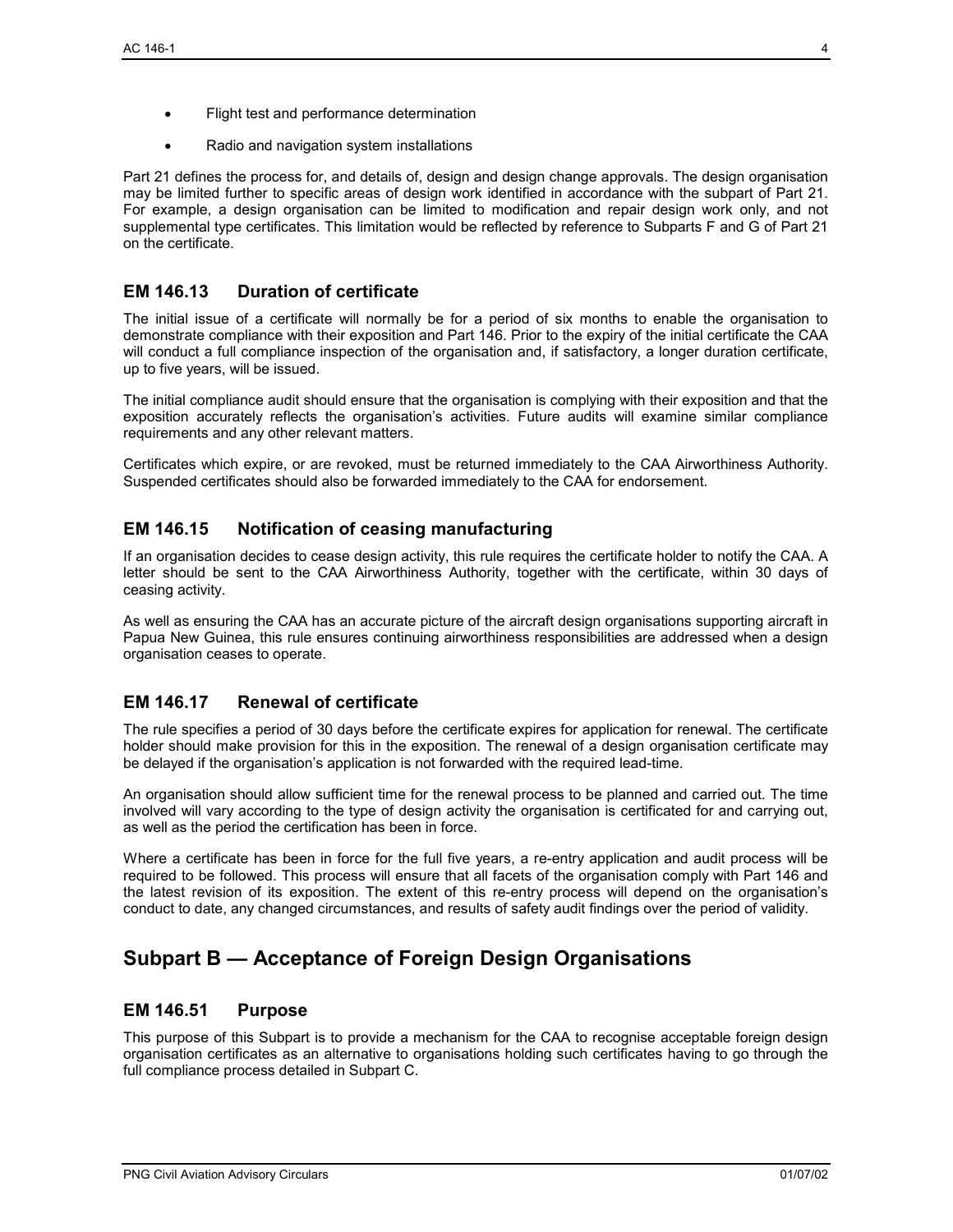- Flight test and performance determination
- Radio and navigation system installations

Part 21 defines the process for, and details of, design and design change approvals. The design organisation may be limited further to specific areas of design work identified in accordance with the subpart of Part 21. For example, a design organisation can be limited to modification and repair design work only, and not supplemental type certificates. This limitation would be reflected by reference to Subparts F and G of Part 21 on the certificate.

## EM 146.13 Duration of certificate

The initial issue of a certificate will normally be for a period of six months to enable the organisation to demonstrate compliance with their exposition and Part 146. Prior to the expiry of the initial certificate the CAA will conduct a full compliance inspection of the organisation and, if satisfactory, a longer duration certificate, up to five years, will be issued.

The initial compliance audit should ensure that the organisation is complying with their exposition and that the exposition accurately reflects the organisation's activities. Future audits will examine similar compliance requirements and any other relevant matters.

Certificates which expire, or are revoked, must be returned immediately to the CAA Airworthiness Authority. Suspended certificates should also be forwarded immediately to the CAA for endorsement.

## EM 146.15 Notification of ceasing manufacturing

If an organisation decides to cease design activity, this rule requires the certificate holder to notify the CAA. A letter should be sent to the CAA Airworthiness Authority, together with the certificate, within 30 days of ceasing activity.

As well as ensuring the CAA has an accurate picture of the aircraft design organisations supporting aircraft in Papua New Guinea, this rule ensures continuing airworthiness responsibilities are addressed when a design organisation ceases to operate.

## EM 146.17 Renewal of certificate

The rule specifies a period of 30 days before the certificate expires for application for renewal. The certificate holder should make provision for this in the exposition. The renewal of a design organisation certificate may be delayed if the organisation's application is not forwarded with the required lead-time.

An organisation should allow sufficient time for the renewal process to be planned and carried out. The time involved will vary according to the type of design activity the organisation is certificated for and carrying out, as well as the period the certification has been in force.

Where a certificate has been in force for the full five years, a re-entry application and audit process will be required to be followed. This process will ensure that all facets of the organisation comply with Part 146 and the latest revision of its exposition. The extent of this re-entry process will depend on the organisation's conduct to date, any changed circumstances, and results of safety audit findings over the period of validity.

# Subpart B — Acceptance of Foreign Design Organisations

## EM 146.51 Purpose

This purpose of this Subpart is to provide a mechanism for the CAA to recognise acceptable foreign design organisation certificates as an alternative to organisations holding such certificates having to go through the full compliance process detailed in Subpart C.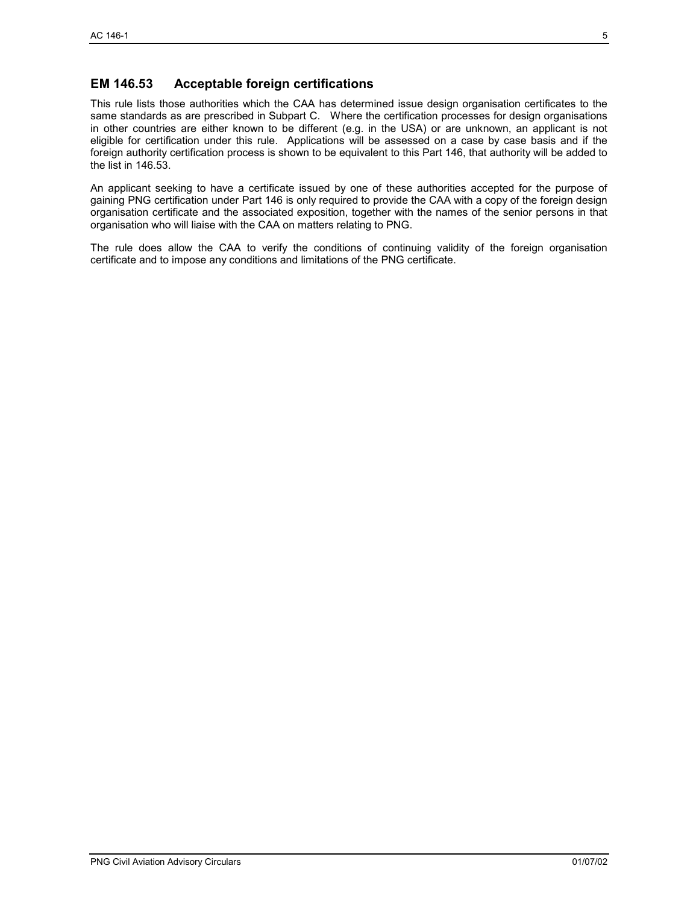## EM 146.53 Acceptable foreign certifications

This rule lists those authorities which the CAA has determined issue design organisation certificates to the same standards as are prescribed in Subpart C. Where the certification processes for design organisations in other countries are either known to be different (e.g. in the USA) or are unknown, an applicant is not eligible for certification under this rule. Applications will be assessed on a case by case basis and if the foreign authority certification process is shown to be equivalent to this Part 146, that authority will be added to the list in 146.53.

An applicant seeking to have a certificate issued by one of these authorities accepted for the purpose of gaining PNG certification under Part 146 is only required to provide the CAA with a copy of the foreign design organisation certificate and the associated exposition, together with the names of the senior persons in that organisation who will liaise with the CAA on matters relating to PNG.

The rule does allow the CAA to verify the conditions of continuing validity of the foreign organisation certificate and to impose any conditions and limitations of the PNG certificate.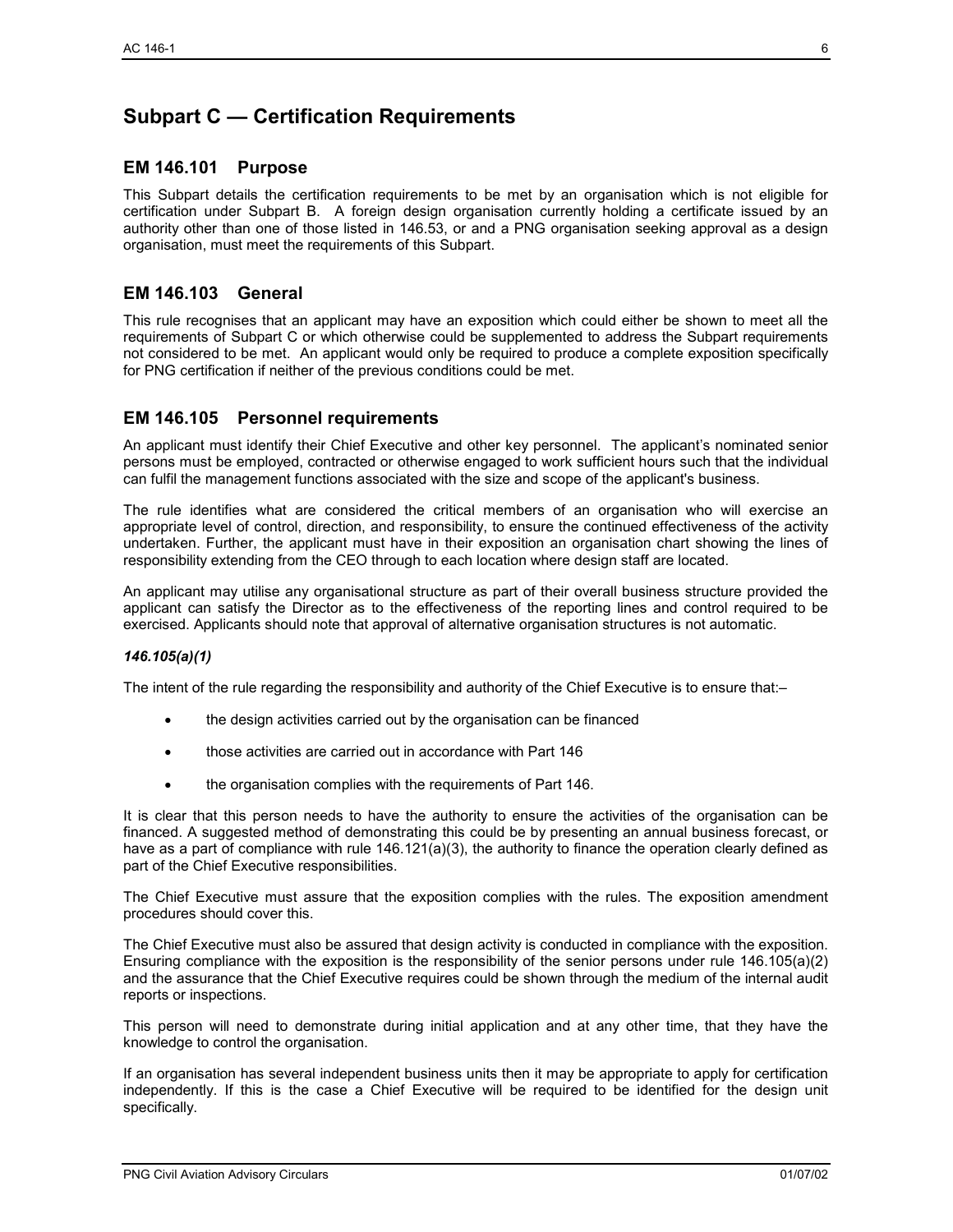# Subpart C — Certification Requirements

## EM 146.101 Purpose

This Subpart details the certification requirements to be met by an organisation which is not eligible for certification under Subpart B. A foreign design organisation currently holding a certificate issued by an authority other than one of those listed in 146.53, or and a PNG organisation seeking approval as a design organisation, must meet the requirements of this Subpart.

## EM 146.103 General

This rule recognises that an applicant may have an exposition which could either be shown to meet all the requirements of Subpart C or which otherwise could be supplemented to address the Subpart requirements not considered to be met. An applicant would only be required to produce a complete exposition specifically for PNG certification if neither of the previous conditions could be met.

## EM 146.105 Personnel requirements

An applicant must identify their Chief Executive and other key personnel. The applicant's nominated senior persons must be employed, contracted or otherwise engaged to work sufficient hours such that the individual can fulfil the management functions associated with the size and scope of the applicant's business.

The rule identifies what are considered the critical members of an organisation who will exercise an appropriate level of control, direction, and responsibility, to ensure the continued effectiveness of the activity undertaken. Further, the applicant must have in their exposition an organisation chart showing the lines of responsibility extending from the CEO through to each location where design staff are located.

An applicant may utilise any organisational structure as part of their overall business structure provided the applicant can satisfy the Director as to the effectiveness of the reporting lines and control required to be exercised. Applicants should note that approval of alternative organisation structures is not automatic.

***146.105(a)(1)***

The intent of the rule regarding the responsibility and authority of the Chief Executive is to ensure that:–

- the design activities carried out by the organisation can be financed
- those activities are carried out in accordance with Part 146
- the organisation complies with the requirements of Part 146.

It is clear that this person needs to have the authority to ensure the activities of the organisation can be financed. A suggested method of demonstrating this could be by presenting an annual business forecast, or have as a part of compliance with rule 146.121(a)(3), the authority to finance the operation clearly defined as part of the Chief Executive responsibilities.

The Chief Executive must assure that the exposition complies with the rules. The exposition amendment procedures should cover this.

The Chief Executive must also be assured that design activity is conducted in compliance with the exposition. Ensuring compliance with the exposition is the responsibility of the senior persons under rule 146.105(a)(2) and the assurance that the Chief Executive requires could be shown through the medium of the internal audit reports or inspections.

This person will need to demonstrate during initial application and at any other time, that they have the knowledge to control the organisation.

If an organisation has several independent business units then it may be appropriate to apply for certification independently. If this is the case a Chief Executive will be required to be identified for the design unit specifically.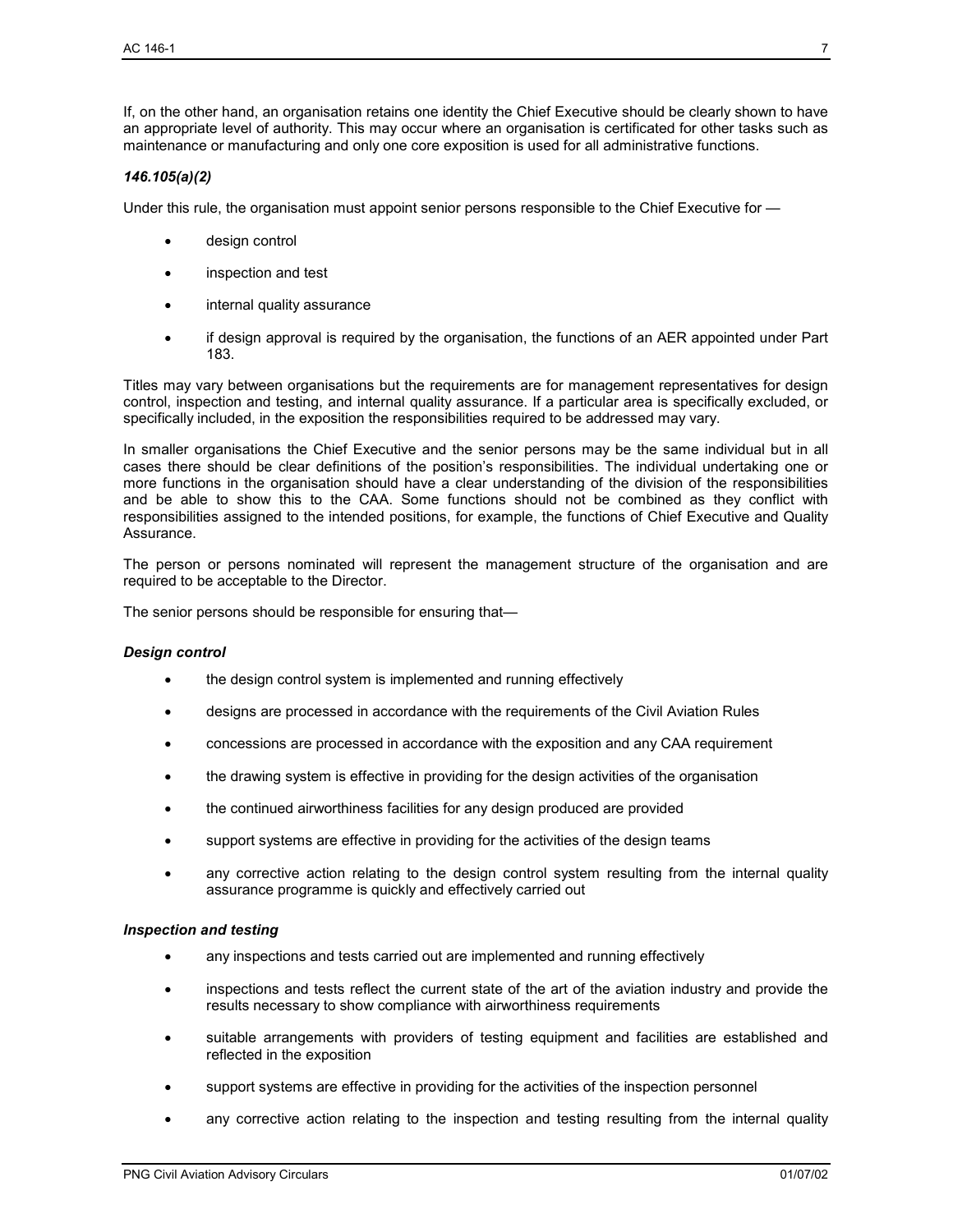If, on the other hand, an organisation retains one identity the Chief Executive should be clearly shown to have an appropriate level of authority. This may occur where an organisation is certificated for other tasks such as maintenance or manufacturing and only one core exposition is used for all administrative functions.

### *146.105(a)(2)*

Under this rule, the organisation must appoint senior persons responsible to the Chief Executive for —

- design control
- inspection and test
- internal quality assurance
- if design approval is required by the organisation, the functions of an AER appointed under Part 183.

Titles may vary between organisations but the requirements are for management representatives for design control, inspection and testing, and internal quality assurance. If a particular area is specifically excluded, or specifically included, in the exposition the responsibilities required to be addressed may vary.

In smaller organisations the Chief Executive and the senior persons may be the same individual but in all cases there should be clear definitions of the position's responsibilities. The individual undertaking one or more functions in the organisation should have a clear understanding of the division of the responsibilities and be able to show this to the CAA. Some functions should not be combined as they conflict with responsibilities assigned to the intended positions, for example, the functions of Chief Executive and Quality Assurance.

The person or persons nominated will represent the management structure of the organisation and are required to be acceptable to the Director.

The senior persons should be responsible for ensuring that—

#### *Design control*

- the design control system is implemented and running effectively
- designs are processed in accordance with the requirements of the Civil Aviation Rules
- concessions are processed in accordance with the exposition and any CAA requirement
- the drawing system is effective in providing for the design activities of the organisation
- the continued airworthiness facilities for any design produced are provided
- support systems are effective in providing for the activities of the design teams
- any corrective action relating to the design control system resulting from the internal quality assurance programme is quickly and effectively carried out

#### *Inspection and testing*

- any inspections and tests carried out are implemented and running effectively
- inspections and tests reflect the current state of the art of the aviation industry and provide the results necessary to show compliance with airworthiness requirements
- suitable arrangements with providers of testing equipment and facilities are established and reflected in the exposition
- support systems are effective in providing for the activities of the inspection personnel
- any corrective action relating to the inspection and testing resulting from the internal quality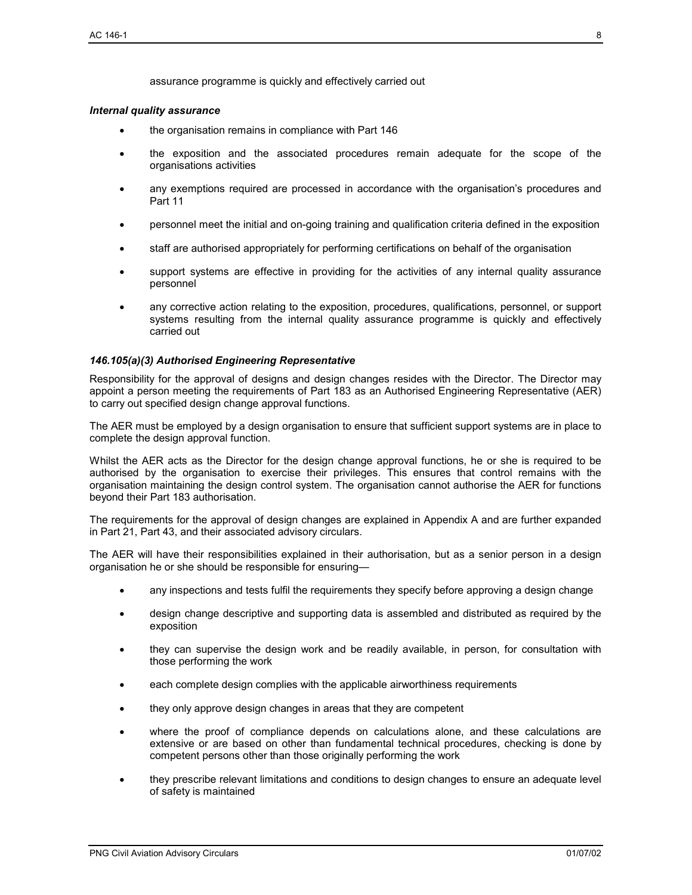assurance programme is quickly and effectively carried out

***Internal quality assurance***

- the organisation remains in compliance with Part 146
- the exposition and the associated procedures remain adequate for the scope of the organisations activities
- any exemptions required are processed in accordance with the organisation's procedures and Part 11
- personnel meet the initial and on-going training and qualification criteria defined in the exposition
- staff are authorised appropriately for performing certifications on behalf of the organisation
- support systems are effective in providing for the activities of any internal quality assurance personnel
- any corrective action relating to the exposition, procedures, qualifications, personnel, or support systems resulting from the internal quality assurance programme is quickly and effectively carried out

***146.105(a)(3) Authorised Engineering Representative***

Responsibility for the approval of designs and design changes resides with the Director. The Director may appoint a person meeting the requirements of Part 183 as an Authorised Engineering Representative (AER) to carry out specified design change approval functions.

The AER must be employed by a design organisation to ensure that sufficient support systems are in place to complete the design approval function.

Whilst the AER acts as the Director for the design change approval functions, he or she is required to be authorised by the organisation to exercise their privileges. This ensures that control remains with the organisation maintaining the design control system. The organisation cannot authorise the AER for functions beyond their Part 183 authorisation.

The requirements for the approval of design changes are explained in Appendix A and are further expanded in Part 21, Part 43, and their associated advisory circulars.

The AER will have their responsibilities explained in their authorisation, but as a senior person in a design organisation he or she should be responsible for ensuring—

- any inspections and tests fulfil the requirements they specify before approving a design change
- design change descriptive and supporting data is assembled and distributed as required by the exposition
- they can supervise the design work and be readily available, in person, for consultation with those performing the work
- each complete design complies with the applicable airworthiness requirements
- they only approve design changes in areas that they are competent
- where the proof of compliance depends on calculations alone, and these calculations are extensive or are based on other than fundamental technical procedures, checking is done by competent persons other than those originally performing the work
- they prescribe relevant limitations and conditions to design changes to ensure an adequate level of safety is maintained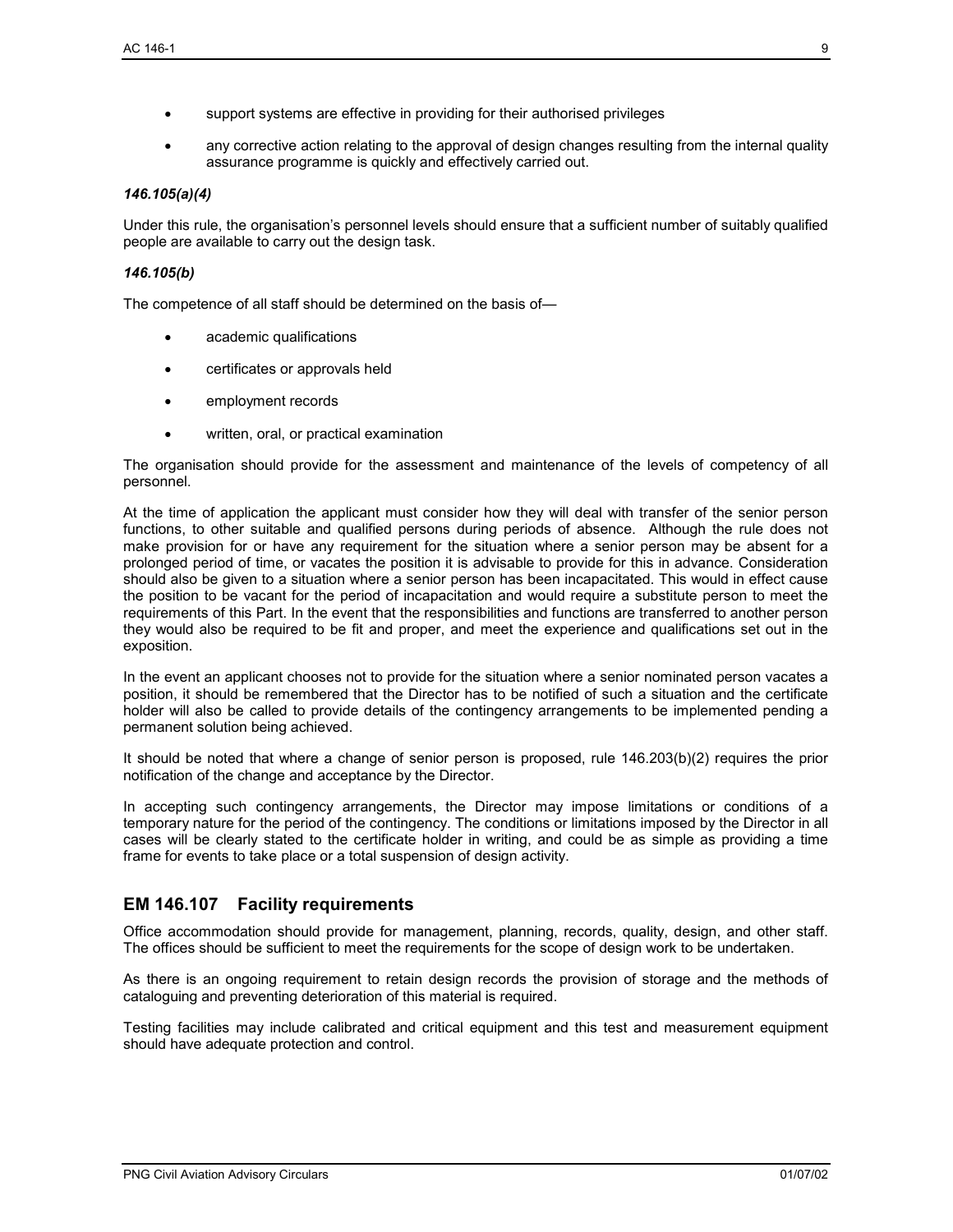- support systems are effective in providing for their authorised privileges
- any corrective action relating to the approval of design changes resulting from the internal quality assurance programme is quickly and effectively carried out.

***146.105(a)(4)***

Under this rule, the organisation's personnel levels should ensure that a sufficient number of suitably qualified people are available to carry out the design task.

***146.105(b)***

The competence of all staff should be determined on the basis of—

- academic qualifications
- certificates or approvals held
- employment records
- written, oral, or practical examination

The organisation should provide for the assessment and maintenance of the levels of competency of all personnel.

At the time of application the applicant must consider how they will deal with transfer of the senior person functions, to other suitable and qualified persons during periods of absence. Although the rule does not make provision for or have any requirement for the situation where a senior person may be absent for a prolonged period of time, or vacates the position it is advisable to provide for this in advance. Consideration should also be given to a situation where a senior person has been incapacitated. This would in effect cause the position to be vacant for the period of incapacitation and would require a substitute person to meet the requirements of this Part. In the event that the responsibilities and functions are transferred to another person they would also be required to be fit and proper, and meet the experience and qualifications set out in the exposition.

In the event an applicant chooses not to provide for the situation where a senior nominated person vacates a position, it should be remembered that the Director has to be notified of such a situation and the certificate holder will also be called to provide details of the contingency arrangements to be implemented pending a permanent solution being achieved.

It should be noted that where a change of senior person is proposed, rule 146.203(b)(2) requires the prior notification of the change and acceptance by the Director.

In accepting such contingency arrangements, the Director may impose limitations or conditions of a temporary nature for the period of the contingency. The conditions or limitations imposed by the Director in all cases will be clearly stated to the certificate holder in writing, and could be as simple as providing a time frame for events to take place or a total suspension of design activity.

## EM 146.107 Facility requirements

Office accommodation should provide for management, planning, records, quality, design, and other staff. The offices should be sufficient to meet the requirements for the scope of design work to be undertaken.

As there is an ongoing requirement to retain design records the provision of storage and the methods of cataloguing and preventing deterioration of this material is required.

Testing facilities may include calibrated and critical equipment and this test and measurement equipment should have adequate protection and control.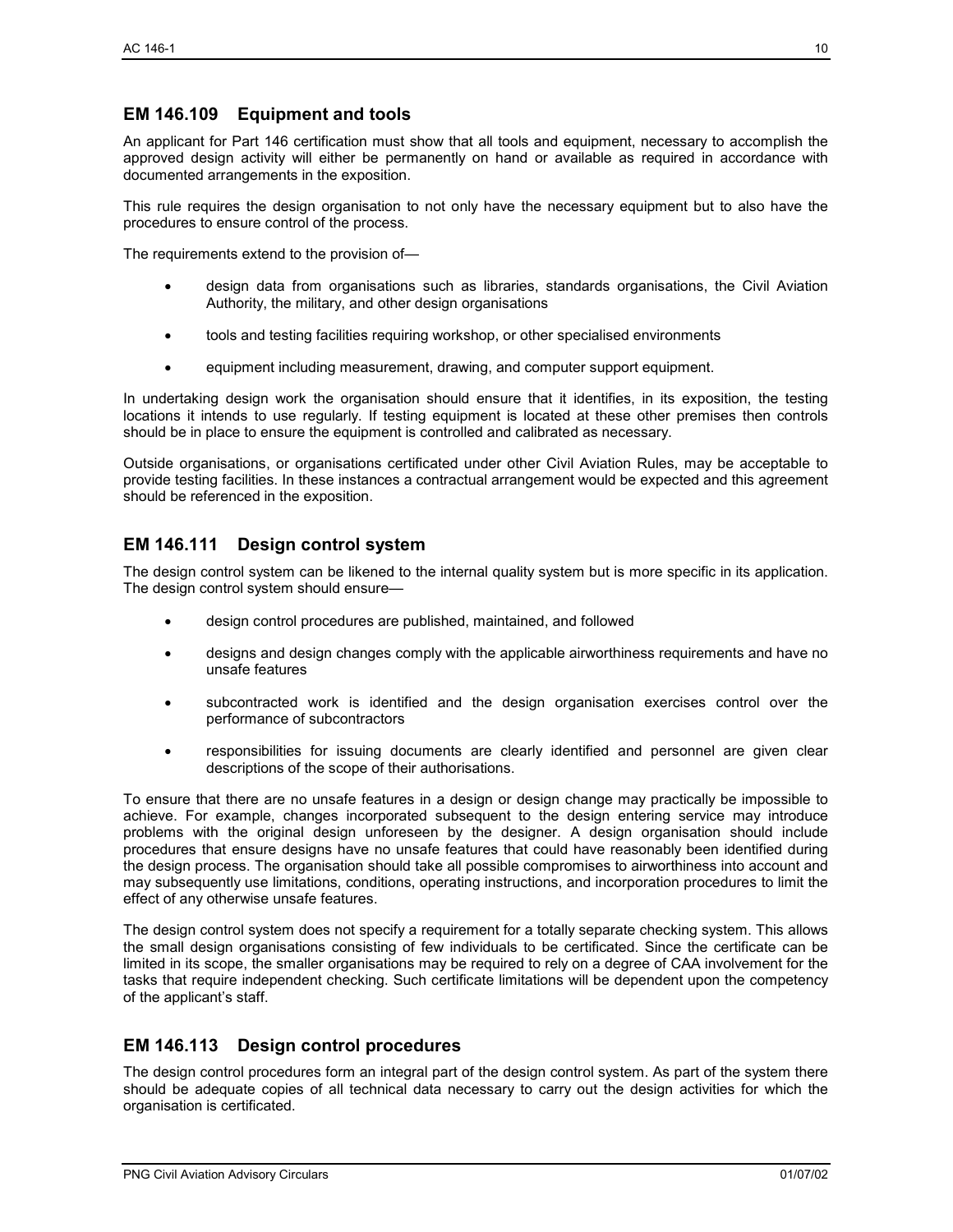## EM 146.109 Equipment and tools

An applicant for Part 146 certification must show that all tools and equipment, necessary to accomplish the approved design activity will either be permanently on hand or available as required in accordance with documented arrangements in the exposition.

This rule requires the design organisation to not only have the necessary equipment but to also have the procedures to ensure control of the process.

The requirements extend to the provision of—

- design data from organisations such as libraries, standards organisations, the Civil Aviation Authority, the military, and other design organisations
- tools and testing facilities requiring workshop, or other specialised environments
- equipment including measurement, drawing, and computer support equipment.

In undertaking design work the organisation should ensure that it identifies, in its exposition, the testing locations it intends to use regularly. If testing equipment is located at these other premises then controls should be in place to ensure the equipment is controlled and calibrated as necessary.

Outside organisations, or organisations certificated under other Civil Aviation Rules, may be acceptable to provide testing facilities. In these instances a contractual arrangement would be expected and this agreement should be referenced in the exposition.

## EM 146.111 Design control system

The design control system can be likened to the internal quality system but is more specific in its application. The design control system should ensure—

- design control procedures are published, maintained, and followed
- designs and design changes comply with the applicable airworthiness requirements and have no unsafe features
- subcontracted work is identified and the design organisation exercises control over the performance of subcontractors
- responsibilities for issuing documents are clearly identified and personnel are given clear descriptions of the scope of their authorisations.

To ensure that there are no unsafe features in a design or design change may practically be impossible to achieve. For example, changes incorporated subsequent to the design entering service may introduce problems with the original design unforeseen by the designer. A design organisation should include procedures that ensure designs have no unsafe features that could have reasonably been identified during the design process. The organisation should take all possible compromises to airworthiness into account and may subsequently use limitations, conditions, operating instructions, and incorporation procedures to limit the effect of any otherwise unsafe features.

The design control system does not specify a requirement for a totally separate checking system. This allows the small design organisations consisting of few individuals to be certificated. Since the certificate can be limited in its scope, the smaller organisations may be required to rely on a degree of CAA involvement for the tasks that require independent checking. Such certificate limitations will be dependent upon the competency of the applicant's staff.

## EM 146.113 Design control procedures

The design control procedures form an integral part of the design control system. As part of the system there should be adequate copies of all technical data necessary to carry out the design activities for which the organisation is certificated.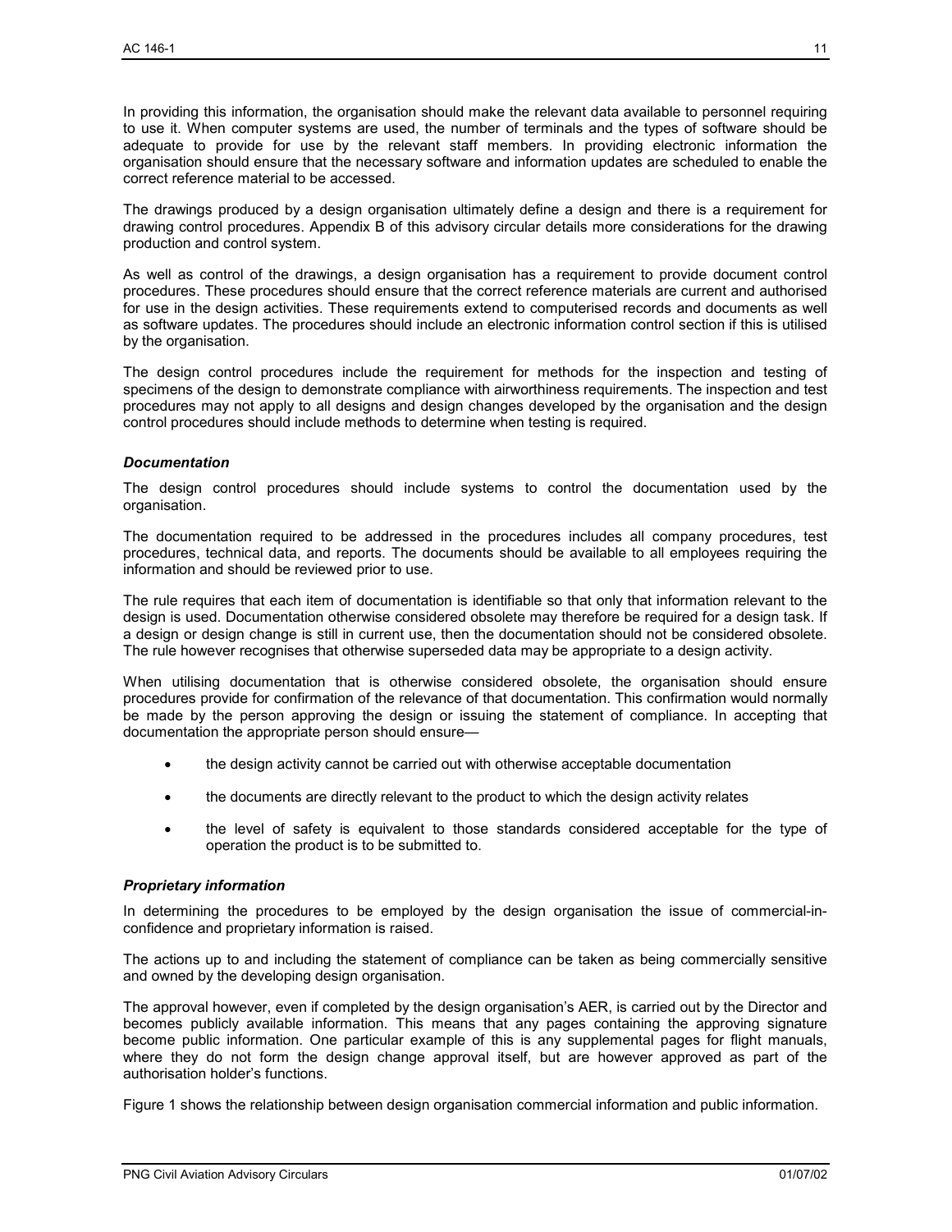In providing this information, the organisation should make the relevant data available to personnel requiring to use it. When computer systems are used, the number of terminals and the types of software should be adequate to provide for use by the relevant staff members. In providing electronic information the organisation should ensure that the necessary software and information updates are scheduled to enable the correct reference material to be accessed.

The drawings produced by a design organisation ultimately define a design and there is a requirement for drawing control procedures. Appendix B of this advisory circular details more considerations for the drawing production and control system.

As well as control of the drawings, a design organisation has a requirement to provide document control procedures. These procedures should ensure that the correct reference materials are current and authorised for use in the design activities. These requirements extend to computerised records and documents as well as software updates. The procedures should include an electronic information control section if this is utilised by the organisation.

The design control procedures include the requirement for methods for the inspection and testing of specimens of the design to demonstrate compliance with airworthiness requirements. The inspection and test procedures may not apply to all designs and design changes developed by the organisation and the design control procedures should include methods to determine when testing is required.

### *Documentation*

The design control procedures should include systems to control the documentation used by the organisation.

The documentation required to be addressed in the procedures includes all company procedures, test procedures, technical data, and reports. The documents should be available to all employees requiring the information and should be reviewed prior to use.

The rule requires that each item of documentation is identifiable so that only that information relevant to the design is used. Documentation otherwise considered obsolete may therefore be required for a design task. If a design or design change is still in current use, then the documentation should not be considered obsolete. The rule however recognises that otherwise superseded data may be appropriate to a design activity.

When utilising documentation that is otherwise considered obsolete, the organisation should ensure procedures provide for confirmation of the relevance of that documentation. This confirmation would normally be made by the person approving the design or issuing the statement of compliance. In accepting that documentation the appropriate person should ensure—

- the design activity cannot be carried out with otherwise acceptable documentation
- the documents are directly relevant to the product to which the design activity relates
- the level of safety is equivalent to those standards considered acceptable for the type of operation the product is to be submitted to.

### *Proprietary information*

In determining the procedures to be employed by the design organisation the issue of commercial-in-confidence and proprietary information is raised.

The actions up to and including the statement of compliance can be taken as being commercially sensitive and owned by the developing design organisation.

The approval however, even if completed by the design organisation's AER, is carried out by the Director and becomes publicly available information. This means that any pages containing the approving signature become public information. One particular example of this is any supplemental pages for flight manuals, where they do not form the design change approval itself, but are however approved as part of the authorisation holder's functions.

Figure 1 shows the relationship between design organisation commercial information and public information.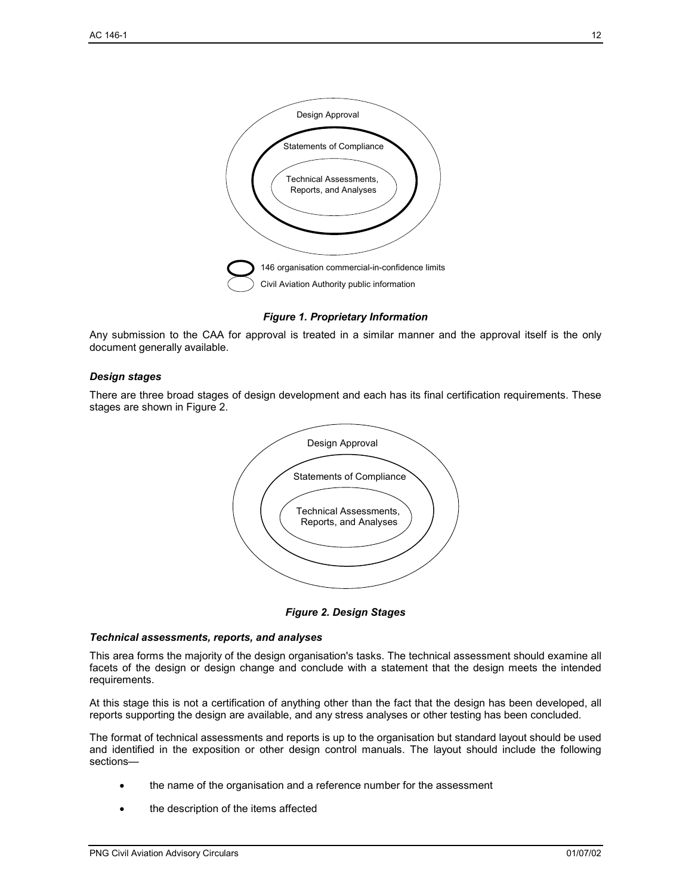Design Approval

Statements of Compliance

Technical Assessments, Reports, and Analyses

146 organisation commercial-in-confidence limits

Civil Aviation Authority public information

***Figure 1. Proprietary Information***

Any submission to the CAA for approval is treated in a similar manner and the approval itself is the only document generally available.

### *Design stages*

There are three broad stages of design development and each has its final certification requirements. These stages are shown in Figure 2.

Design Approval

Statements of Compliance

Technical Assessments, Reports, and Analyses

***Figure 2. Design Stages***

### *Technical assessments, reports, and analyses*

This area forms the majority of the design organisation's tasks. The technical assessment should examine all facets of the design or design change and conclude with a statement that the design meets the intended requirements.

At this stage this is not a certification of anything other than the fact that the design has been developed, all reports supporting the design are available, and any stress analyses or other testing has been concluded.

The format of technical assessments and reports is up to the organisation but standard layout should be used and identified in the exposition or other design control manuals. The layout should include the following sections—

- the name of the organisation and a reference number for the assessment
- the description of the items affected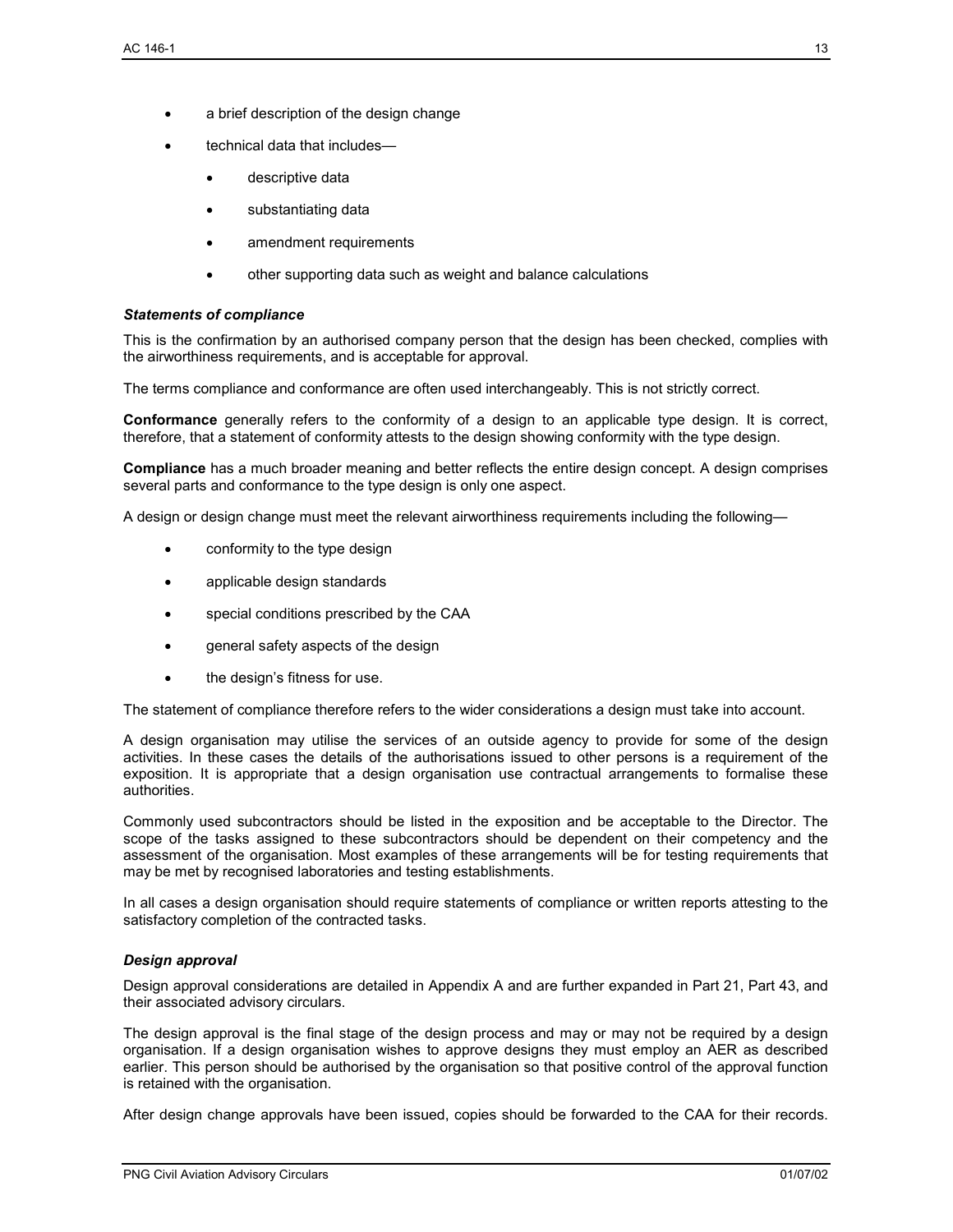- a brief description of the design change
- technical data that includes—
    - descriptive data
    - substantiating data
    - amendment requirements
    - other supporting data such as weight and balance calculations

### *Statements of compliance*

This is the confirmation by an authorised company person that the design has been checked, complies with the airworthiness requirements, and is acceptable for approval.

The terms compliance and conformance are often used interchangeably. This is not strictly correct.

**Conformance** generally refers to the conformity of a design to an applicable type design. It is correct, therefore, that a statement of conformity attests to the design showing conformity with the type design.

**Compliance** has a much broader meaning and better reflects the entire design concept. A design comprises several parts and conformance to the type design is only one aspect.

A design or design change must meet the relevant airworthiness requirements including the following—

- conformity to the type design
- applicable design standards
- special conditions prescribed by the CAA
- general safety aspects of the design
- the design's fitness for use.

The statement of compliance therefore refers to the wider considerations a design must take into account.

A design organisation may utilise the services of an outside agency to provide for some of the design activities. In these cases the details of the authorisations issued to other persons is a requirement of the exposition. It is appropriate that a design organisation use contractual arrangements to formalise these authorities.

Commonly used subcontractors should be listed in the exposition and be acceptable to the Director. The scope of the tasks assigned to these subcontractors should be dependent on their competency and the assessment of the organisation. Most examples of these arrangements will be for testing requirements that may be met by recognised laboratories and testing establishments.

In all cases a design organisation should require statements of compliance or written reports attesting to the satisfactory completion of the contracted tasks.

### *Design approval*

Design approval considerations are detailed in Appendix A and are further expanded in Part 21, Part 43, and their associated advisory circulars.

The design approval is the final stage of the design process and may or may not be required by a design organisation. If a design organisation wishes to approve designs they must employ an AER as described earlier. This person should be authorised by the organisation so that positive control of the approval function is retained with the organisation.

After design change approvals have been issued, copies should be forwarded to the CAA for their records.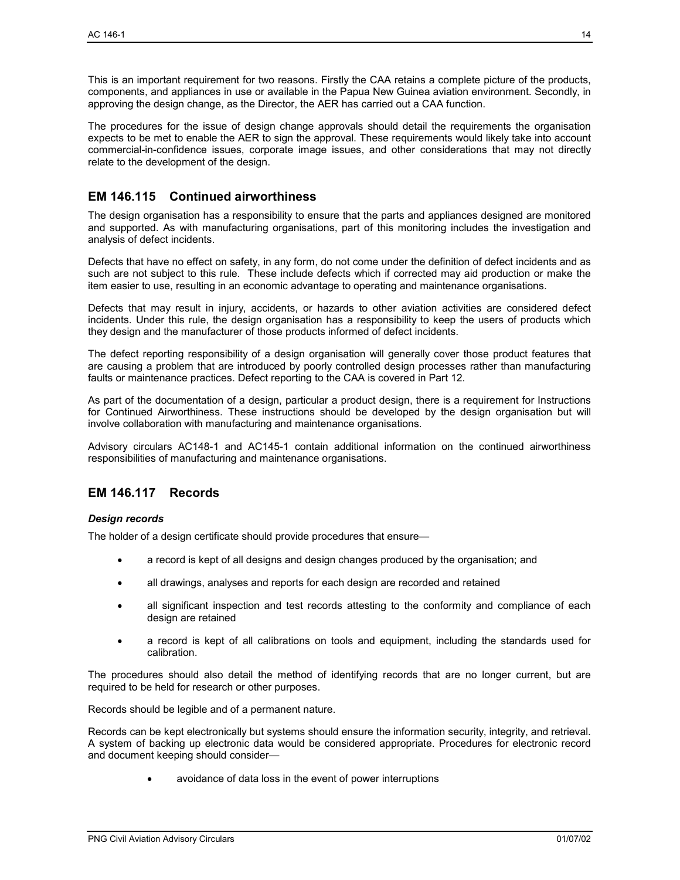This is an important requirement for two reasons. Firstly the CAA retains a complete picture of the products, components, and appliances in use or available in the Papua New Guinea aviation environment. Secondly, in approving the design change, as the Director, the AER has carried out a CAA function.

The procedures for the issue of design change approvals should detail the requirements the organisation expects to be met to enable the AER to sign the approval. These requirements would likely take into account commercial-in-confidence issues, corporate image issues, and other considerations that may not directly relate to the development of the design.

## EM 146.115 Continued airworthiness

The design organisation has a responsibility to ensure that the parts and appliances designed are monitored and supported. As with manufacturing organisations, part of this monitoring includes the investigation and analysis of defect incidents.

Defects that have no effect on safety, in any form, do not come under the definition of defect incidents and as such are not subject to this rule. These include defects which if corrected may aid production or make the item easier to use, resulting in an economic advantage to operating and maintenance organisations.

Defects that may result in injury, accidents, or hazards to other aviation activities are considered defect incidents. Under this rule, the design organisation has a responsibility to keep the users of products which they design and the manufacturer of those products informed of defect incidents.

The defect reporting responsibility of a design organisation will generally cover those product features that are causing a problem that are introduced by poorly controlled design processes rather than manufacturing faults or maintenance practices. Defect reporting to the CAA is covered in Part 12.

As part of the documentation of a design, particular a product design, there is a requirement for Instructions for Continued Airworthiness. These instructions should be developed by the design organisation but will involve collaboration with manufacturing and maintenance organisations.

Advisory circulars AC148-1 and AC145-1 contain additional information on the continued airworthiness responsibilities of manufacturing and maintenance organisations.

## EM 146.117 Records

***Design records***

The holder of a design certificate should provide procedures that ensure—

- a record is kept of all designs and design changes produced by the organisation; and
- all drawings, analyses and reports for each design are recorded and retained
- all significant inspection and test records attesting to the conformity and compliance of each design are retained
- a record is kept of all calibrations on tools and equipment, including the standards used for calibration.

The procedures should also detail the method of identifying records that are no longer current, but are required to be held for research or other purposes.

Records should be legible and of a permanent nature.

Records can be kept electronically but systems should ensure the information security, integrity, and retrieval. A system of backing up electronic data would be considered appropriate. Procedures for electronic record and document keeping should consider—

- avoidance of data loss in the event of power interruptions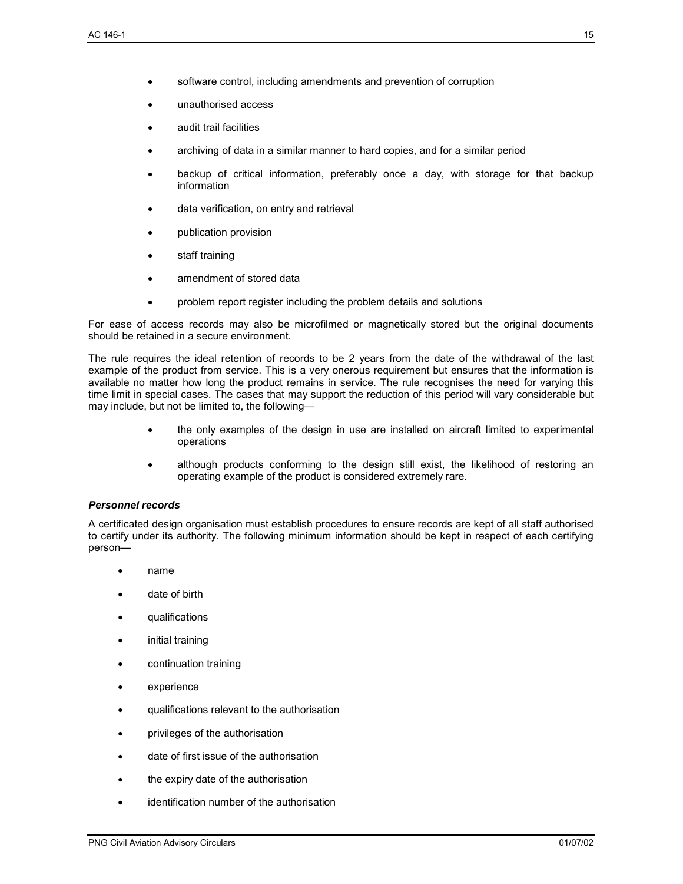- software control, including amendments and prevention of corruption
- unauthorised access
- audit trail facilities
- archiving of data in a similar manner to hard copies, and for a similar period
- backup of critical information, preferably once a day, with storage for that backup information
- data verification, on entry and retrieval
- publication provision
- staff training
- amendment of stored data
- problem report register including the problem details and solutions

For ease of access records may also be microfilmed or magnetically stored but the original documents should be retained in a secure environment.

The rule requires the ideal retention of records to be 2 years from the date of the withdrawal of the last example of the product from service. This is a very onerous requirement but ensures that the information is available no matter how long the product remains in service. The rule recognises the need for varying this time limit in special cases. The cases that may support the reduction of this period will vary considerable but may include, but not be limited to, the following—

- the only examples of the design in use are installed on aircraft limited to experimental operations
- although products conforming to the design still exist, the likelihood of restoring an operating example of the product is considered extremely rare.

***Personnel records***

A certificated design organisation must establish procedures to ensure records are kept of all staff authorised to certify under its authority. The following minimum information should be kept in respect of each certifying person—

- name
- date of birth
- qualifications
- initial training
- continuation training
- experience
- qualifications relevant to the authorisation
- privileges of the authorisation
- date of first issue of the authorisation
- the expiry date of the authorisation
- identification number of the authorisation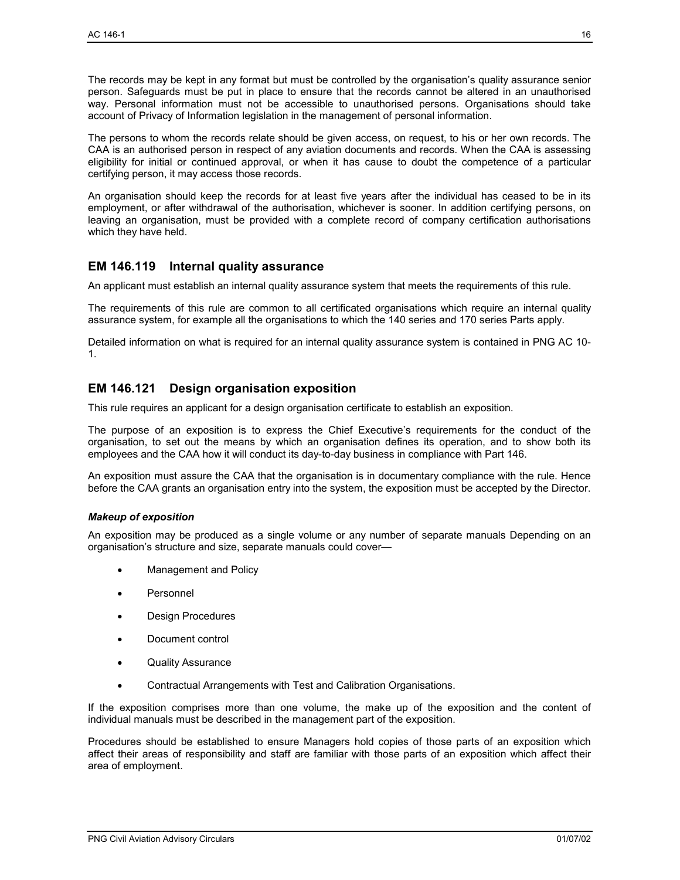The records may be kept in any format but must be controlled by the organisation's quality assurance senior person. Safeguards must be put in place to ensure that the records cannot be altered in an unauthorised way. Personal information must not be accessible to unauthorised persons. Organisations should take account of Privacy of Information legislation in the management of personal information.

The persons to whom the records relate should be given access, on request, to his or her own records. The CAA is an authorised person in respect of any aviation documents and records. When the CAA is assessing eligibility for initial or continued approval, or when it has cause to doubt the competence of a particular certifying person, it may access those records.

An organisation should keep the records for at least five years after the individual has ceased to be in its employment, or after withdrawal of the authorisation, whichever is sooner. In addition certifying persons, on leaving an organisation, must be provided with a complete record of company certification authorisations which they have held.

## EM 146.119 Internal quality assurance

An applicant must establish an internal quality assurance system that meets the requirements of this rule.

The requirements of this rule are common to all certificated organisations which require an internal quality assurance system, for example all the organisations to which the 140 series and 170 series Parts apply.

Detailed information on what is required for an internal quality assurance system is contained in PNG AC 10-1.

## EM 146.121 Design organisation exposition

This rule requires an applicant for a design organisation certificate to establish an exposition.

The purpose of an exposition is to express the Chief Executive's requirements for the conduct of the organisation, to set out the means by which an organisation defines its operation, and to show both its employees and the CAA how it will conduct its day-to-day business in compliance with Part 146.

An exposition must assure the CAA that the organisation is in documentary compliance with the rule. Hence before the CAA grants an organisation entry into the system, the exposition must be accepted by the Director.

#### *Makeup of exposition*

An exposition may be produced as a single volume or any number of separate manuals Depending on an organisation's structure and size, separate manuals could cover—

- Management and Policy
- Personnel
- Design Procedures
- Document control
- Quality Assurance
- Contractual Arrangements with Test and Calibration Organisations.

If the exposition comprises more than one volume, the make up of the exposition and the content of individual manuals must be described in the management part of the exposition.

Procedures should be established to ensure Managers hold copies of those parts of an exposition which affect their areas of responsibility and staff are familiar with those parts of an exposition which affect their area of employment.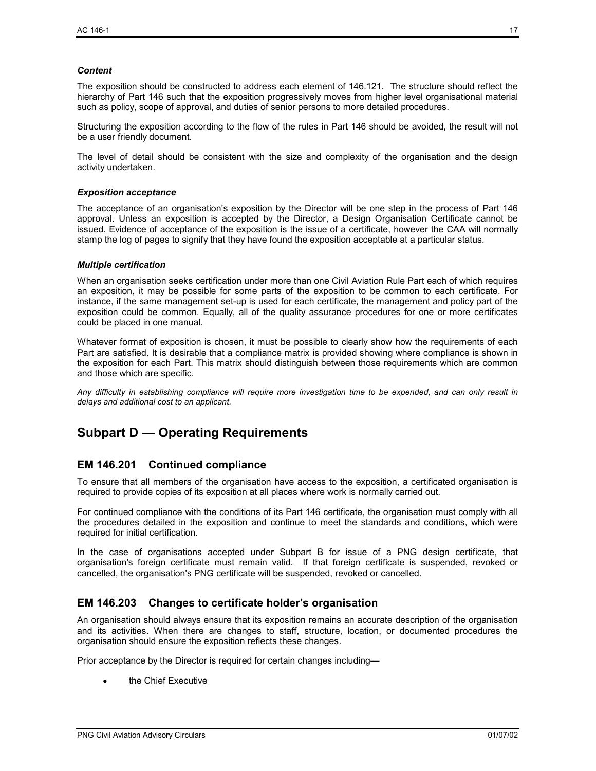### *Content*

The exposition should be constructed to address each element of 146.121. The structure should reflect the hierarchy of Part 146 such that the exposition progressively moves from higher level organisational material such as policy, scope of approval, and duties of senior persons to more detailed procedures.

Structuring the exposition according to the flow of the rules in Part 146 should be avoided, the result will not be a user friendly document.

The level of detail should be consistent with the size and complexity of the organisation and the design activity undertaken.

### *Exposition acceptance*

The acceptance of an organisation's exposition by the Director will be one step in the process of Part 146 approval. Unless an exposition is accepted by the Director, a Design Organisation Certificate cannot be issued. Evidence of acceptance of the exposition is the issue of a certificate, however the CAA will normally stamp the log of pages to signify that they have found the exposition acceptable at a particular status.

### *Multiple certification*

When an organisation seeks certification under more than one Civil Aviation Rule Part each of which requires an exposition, it may be possible for some parts of the exposition to be common to each certificate. For instance, if the same management set-up is used for each certificate, the management and policy part of the exposition could be common. Equally, all of the quality assurance procedures for one or more certificates could be placed in one manual.

Whatever format of exposition is chosen, it must be possible to clearly show how the requirements of each Part are satisfied. It is desirable that a compliance matrix is provided showing where compliance is shown in the exposition for each Part. This matrix should distinguish between those requirements which are common and those which are specific.

*Any difficulty in establishing compliance will require more investigation time to be expended, and can only result in delays and additional cost to an applicant.*

# Subpart D — Operating Requirements

## EM 146.201 Continued compliance

To ensure that all members of the organisation have access to the exposition, a certificated organisation is required to provide copies of its exposition at all places where work is normally carried out.

For continued compliance with the conditions of its Part 146 certificate, the organisation must comply with all the procedures detailed in the exposition and continue to meet the standards and conditions, which were required for initial certification.

In the case of organisations accepted under Subpart B for issue of a PNG design certificate, that organisation's foreign certificate must remain valid. If that foreign certificate is suspended, revoked or cancelled, the organisation's PNG certificate will be suspended, revoked or cancelled.

## EM 146.203 Changes to certificate holder's organisation

An organisation should always ensure that its exposition remains an accurate description of the organisation and its activities. When there are changes to staff, structure, location, or documented procedures the organisation should ensure the exposition reflects these changes.

Prior acceptance by the Director is required for certain changes including—

- the Chief Executive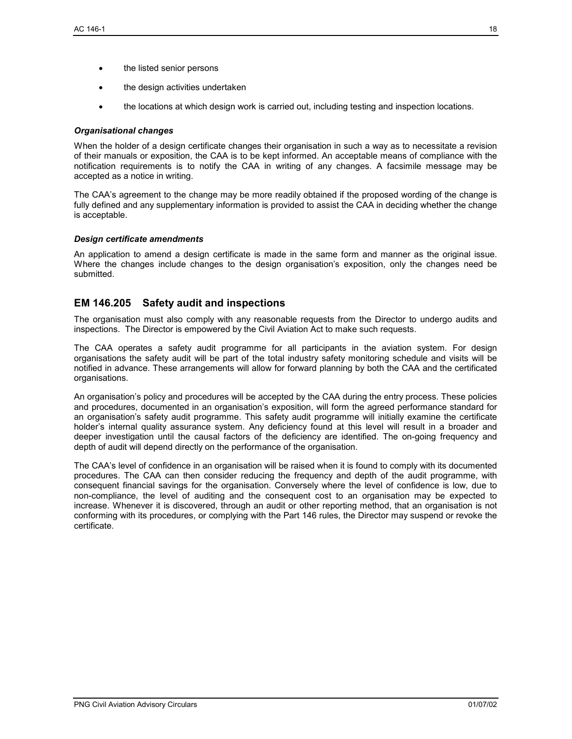- the listed senior persons
- the design activities undertaken
- the locations at which design work is carried out, including testing and inspection locations.

### *Organisational changes*

When the holder of a design certificate changes their organisation in such a way as to necessitate a revision of their manuals or exposition, the CAA is to be kept informed. An acceptable means of compliance with the notification requirements is to notify the CAA in writing of any changes. A facsimile message may be accepted as a notice in writing.

The CAA's agreement to the change may be more readily obtained if the proposed wording of the change is fully defined and any supplementary information is provided to assist the CAA in deciding whether the change is acceptable.

### *Design certificate amendments*

An application to amend a design certificate is made in the same form and manner as the original issue. Where the changes include changes to the design organisation's exposition, only the changes need be submitted.

## EM 146.205 Safety audit and inspections

The organisation must also comply with any reasonable requests from the Director to undergo audits and inspections. The Director is empowered by the Civil Aviation Act to make such requests.

The CAA operates a safety audit programme for all participants in the aviation system. For design organisations the safety audit will be part of the total industry safety monitoring schedule and visits will be notified in advance. These arrangements will allow for forward planning by both the CAA and the certificated organisations.

An organisation's policy and procedures will be accepted by the CAA during the entry process. These policies and procedures, documented in an organisation's exposition, will form the agreed performance standard for an organisation's safety audit programme. This safety audit programme will initially examine the certificate holder's internal quality assurance system. Any deficiency found at this level will result in a broader and deeper investigation until the causal factors of the deficiency are identified. The on-going frequency and depth of audit will depend directly on the performance of the organisation.

The CAA's level of confidence in an organisation will be raised when it is found to comply with its documented procedures. The CAA can then consider reducing the frequency and depth of the audit programme, with consequent financial savings for the organisation. Conversely where the level of confidence is low, due to non-compliance, the level of auditing and the consequent cost to an organisation may be expected to increase. Whenever it is discovered, through an audit or other reporting method, that an organisation is not conforming with its procedures, or complying with the Part 146 rules, the Director may suspend or revoke the certificate.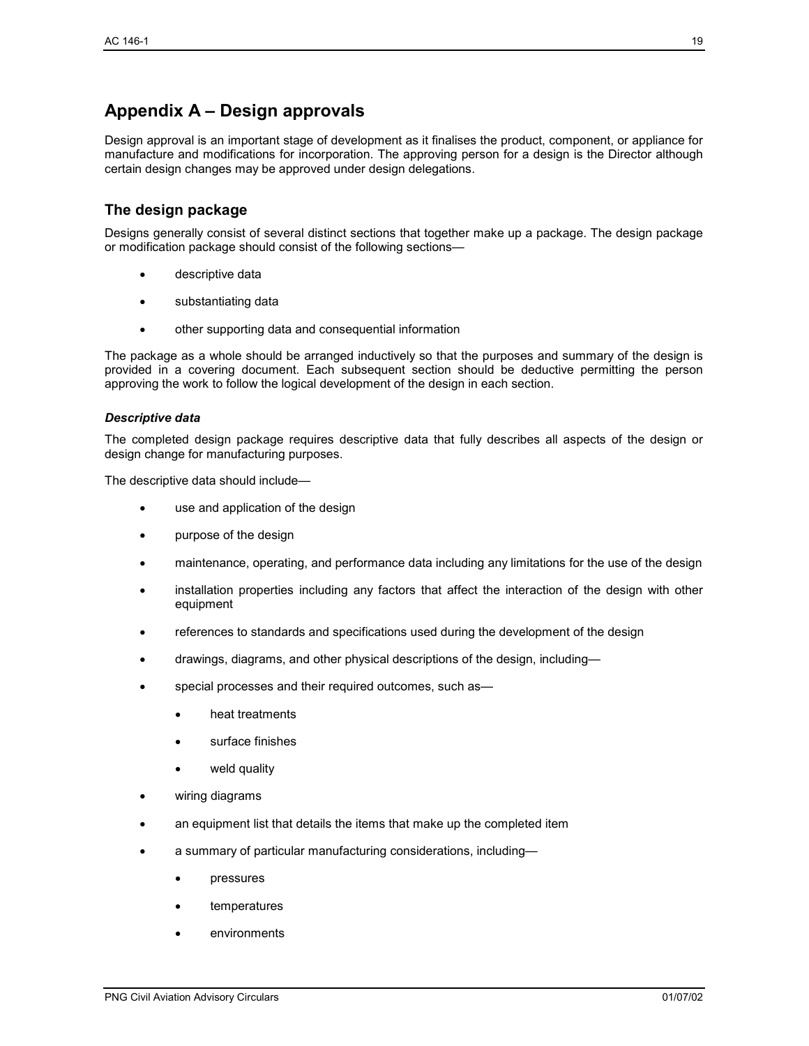# Appendix A – Design approvals

Design approval is an important stage of development as it finalises the product, component, or appliance for manufacture and modifications for incorporation. The approving person for a design is the Director although certain design changes may be approved under design delegations.

## The design package

Designs generally consist of several distinct sections that together make up a package. The design package or modification package should consist of the following sections—

- descriptive data
- substantiating data
- other supporting data and consequential information

The package as a whole should be arranged inductively so that the purposes and summary of the design is provided in a covering document. Each subsequent section should be deductive permitting the person approving the work to follow the logical development of the design in each section.

### *Descriptive data*

The completed design package requires descriptive data that fully describes all aspects of the design or design change for manufacturing purposes.

The descriptive data should include—

- use and application of the design
- purpose of the design
- maintenance, operating, and performance data including any limitations for the use of the design
- installation properties including any factors that affect the interaction of the design with other equipment
- references to standards and specifications used during the development of the design
- drawings, diagrams, and other physical descriptions of the design, including—
- special processes and their required outcomes, such as—
  - heat treatments
  - surface finishes
  - weld quality
- wiring diagrams
- an equipment list that details the items that make up the completed item
- a summary of particular manufacturing considerations, including—
  - pressures
  - temperatures
  - environments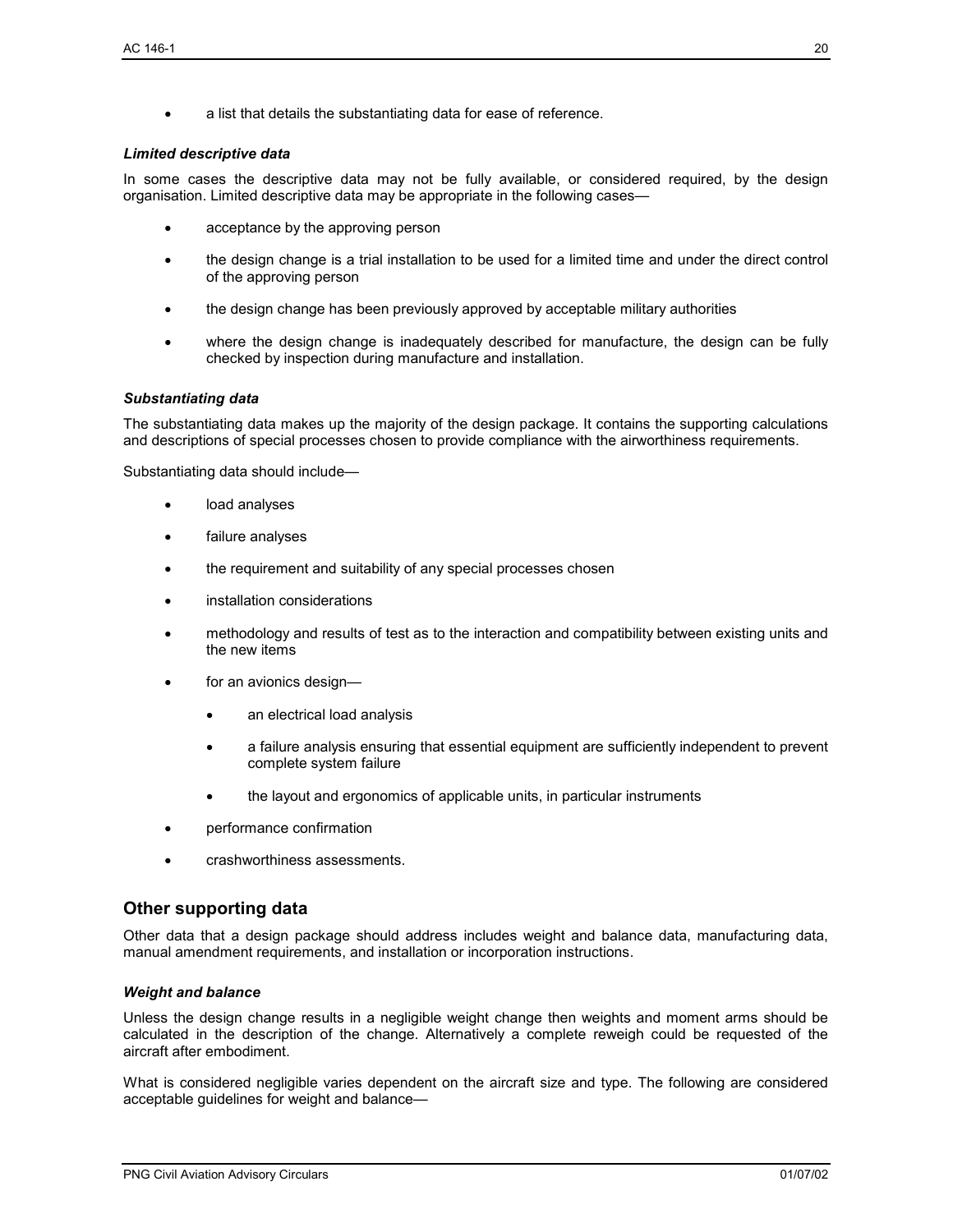- a list that details the substantiating data for ease of reference.

***Limited descriptive data***

In some cases the descriptive data may not be fully available, or considered required, by the design organisation. Limited descriptive data may be appropriate in the following cases—

- acceptance by the approving person
- the design change is a trial installation to be used for a limited time and under the direct control of the approving person
- the design change has been previously approved by acceptable military authorities
- where the design change is inadequately described for manufacture, the design can be fully checked by inspection during manufacture and installation.

***Substantiating data***

The substantiating data makes up the majority of the design package. It contains the supporting calculations and descriptions of special processes chosen to provide compliance with the airworthiness requirements.

Substantiating data should include—

- load analyses
- failure analyses
- the requirement and suitability of any special processes chosen
- installation considerations
- methodology and results of test as to the interaction and compatibility between existing units and the new items
- for an avionics design—
  - an electrical load analysis
  - a failure analysis ensuring that essential equipment are sufficiently independent to prevent complete system failure
  - the layout and ergonomics of applicable units, in particular instruments
- performance confirmation
- crashworthiness assessments.

## Other supporting data

Other data that a design package should address includes weight and balance data, manufacturing data, manual amendment requirements, and installation or incorporation instructions.

***Weight and balance***

Unless the design change results in a negligible weight change then weights and moment arms should be calculated in the description of the change. Alternatively a complete reweigh could be requested of the aircraft after embodiment.

What is considered negligible varies dependent on the aircraft size and type. The following are considered acceptable guidelines for weight and balance—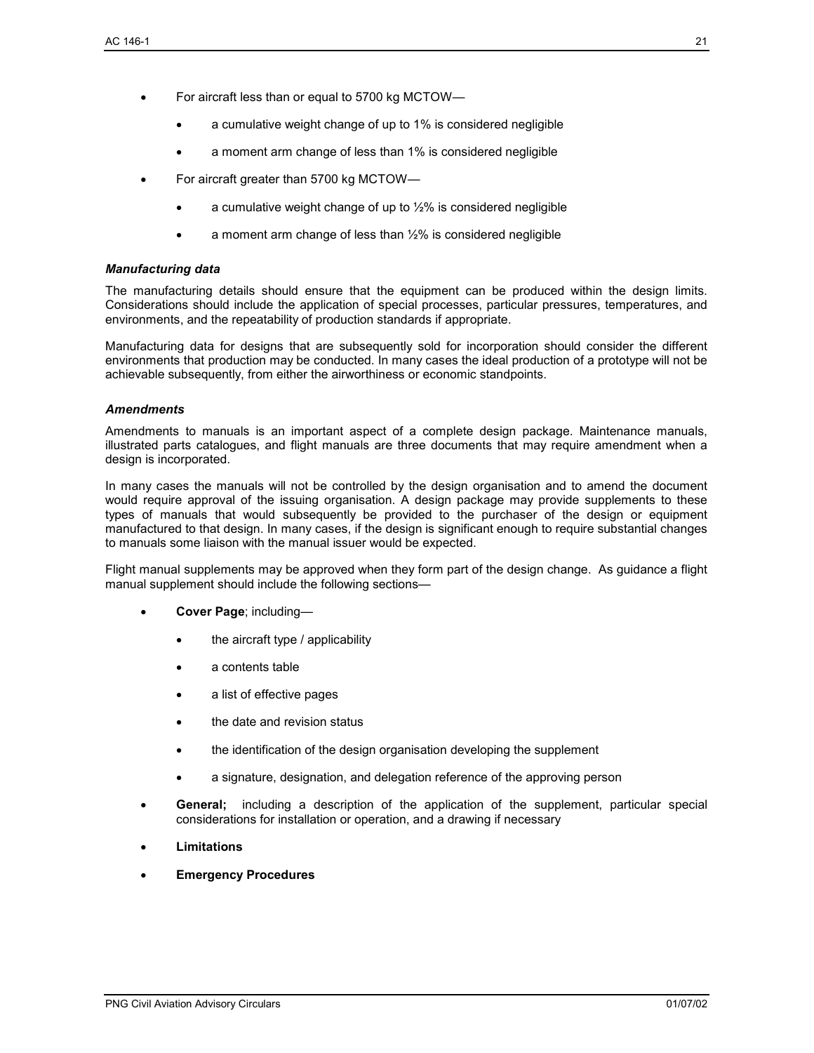- For aircraft less than or equal to 5700 kg MCTOW—
  - a cumulative weight change of up to 1% is considered negligible
  - a moment arm change of less than 1% is considered negligible
- For aircraft greater than 5700 kg MCTOW—
  - a cumulative weight change of up to ½% is considered negligible
  - a moment arm change of less than ½% is considered negligible

### *Manufacturing data*

The manufacturing details should ensure that the equipment can be produced within the design limits. Considerations should include the application of special processes, particular pressures, temperatures, and environments, and the repeatability of production standards if appropriate.

Manufacturing data for designs that are subsequently sold for incorporation should consider the different environments that production may be conducted. In many cases the ideal production of a prototype will not be achievable subsequently, from either the airworthiness or economic standpoints.

### *Amendments*

Amendments to manuals is an important aspect of a complete design package. Maintenance manuals, illustrated parts catalogues, and flight manuals are three documents that may require amendment when a design is incorporated.

In many cases the manuals will not be controlled by the design organisation and to amend the document would require approval of the issuing organisation. A design package may provide supplements to these types of manuals that would subsequently be provided to the purchaser of the design or equipment manufactured to that design. In many cases, if the design is significant enough to require substantial changes to manuals some liaison with the manual issuer would be expected.

Flight manual supplements may be approved when they form part of the design change. As guidance a flight manual supplement should include the following sections—

- **Cover Page**; including—
  - the aircraft type / applicability
  - a contents table
  - a list of effective pages
  - the date and revision status
  - the identification of the design organisation developing the supplement
  - a signature, designation, and delegation reference of the approving person
- **General;** including a description of the application of the supplement, particular special considerations for installation or operation, and a drawing if necessary
- **Limitations**
- **Emergency Procedures**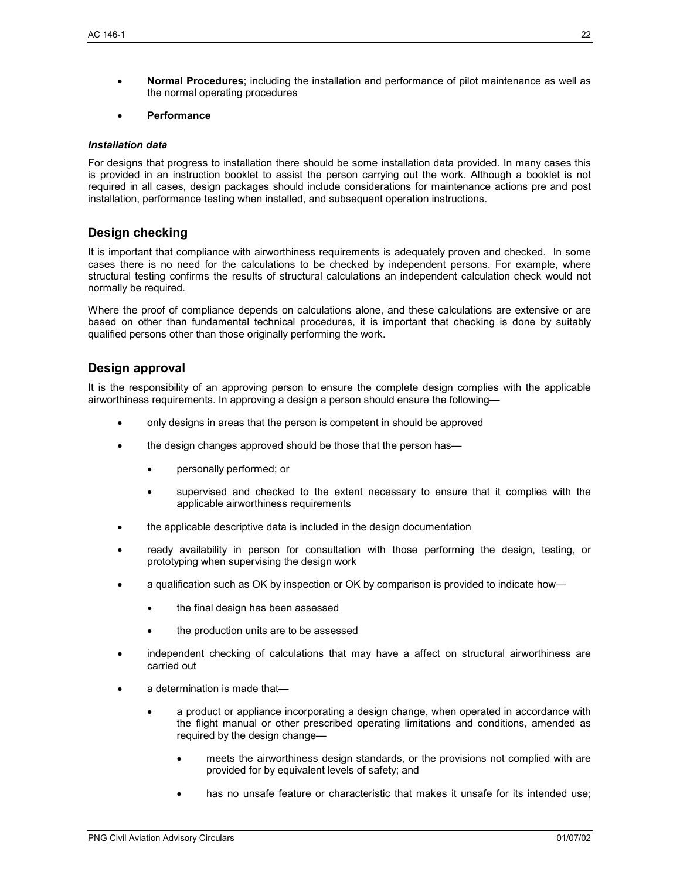- **Normal Procedures**; including the installation and performance of pilot maintenance as well as the normal operating procedures
- **Performance**

### *Installation data*

For designs that progress to installation there should be some installation data provided. In many cases this is provided in an instruction booklet to assist the person carrying out the work. Although a booklet is not required in all cases, design packages should include considerations for maintenance actions pre and post installation, performance testing when installed, and subsequent operation instructions.

## Design checking

It is important that compliance with airworthiness requirements is adequately proven and checked. In some cases there is no need for the calculations to be checked by independent persons. For example, where structural testing confirms the results of structural calculations an independent calculation check would not normally be required.

Where the proof of compliance depends on calculations alone, and these calculations are extensive or are based on other than fundamental technical procedures, it is important that checking is done by suitably qualified persons other than those originally performing the work.

## Design approval

It is the responsibility of an approving person to ensure the complete design complies with the applicable airworthiness requirements. In approving a design a person should ensure the following—

- only designs in areas that the person is competent in should be approved
- the design changes approved should be those that the person has—
  - personally performed; or
  - supervised and checked to the extent necessary to ensure that it complies with the applicable airworthiness requirements
- the applicable descriptive data is included in the design documentation
- ready availability in person for consultation with those performing the design, testing, or prototyping when supervising the design work
- a qualification such as OK by inspection or OK by comparison is provided to indicate how—
  - the final design has been assessed
  - the production units are to be assessed
- independent checking of calculations that may have a affect on structural airworthiness are carried out
- a determination is made that—
  - a product or appliance incorporating a design change, when operated in accordance with the flight manual or other prescribed operating limitations and conditions, amended as required by the design change—
    - meets the airworthiness design standards, or the provisions not complied with are provided for by equivalent levels of safety; and
    - has no unsafe feature or characteristic that makes it unsafe for its intended use;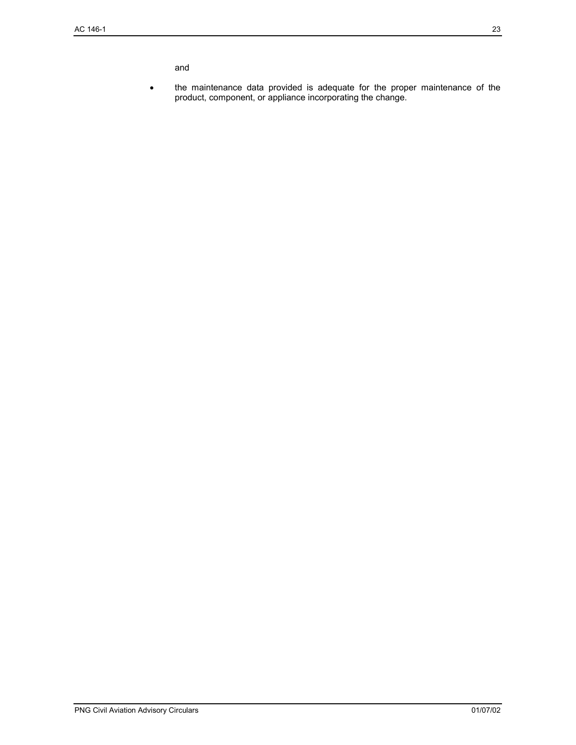and

- the maintenance data provided is adequate for the proper maintenance of the product, component, or appliance incorporating the change.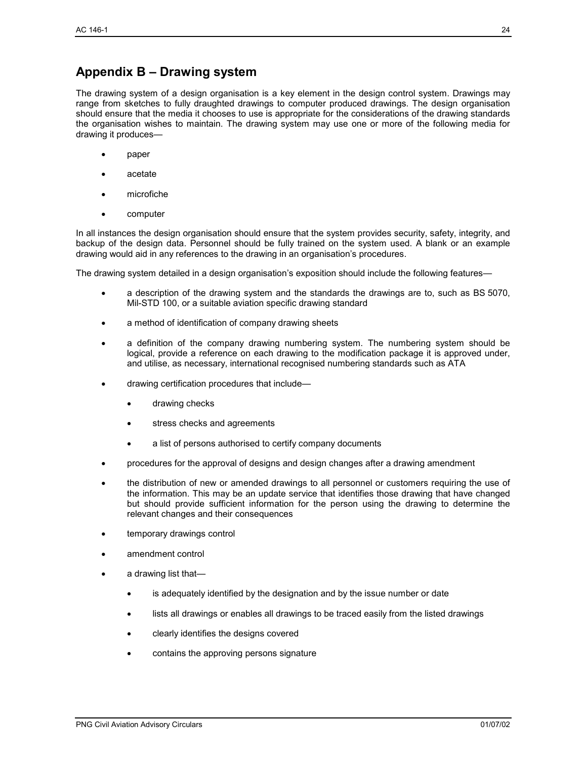## Appendix B – Drawing system

The drawing system of a design organisation is a key element in the design control system. Drawings may range from sketches to fully draughted drawings to computer produced drawings. The design organisation should ensure that the media it chooses to use is appropriate for the considerations of the drawing standards the organisation wishes to maintain. The drawing system may use one or more of the following media for drawing it produces—

- paper
- acetate
- microfiche
- computer

In all instances the design organisation should ensure that the system provides security, safety, integrity, and backup of the design data. Personnel should be fully trained on the system used. A blank or an example drawing would aid in any references to the drawing in an organisation's procedures.

The drawing system detailed in a design organisation's exposition should include the following features—

- a description of the drawing system and the standards the drawings are to, such as BS 5070, Mil-STD 100, or a suitable aviation specific drawing standard
- a method of identification of company drawing sheets
- a definition of the company drawing numbering system. The numbering system should be logical, provide a reference on each drawing to the modification package it is approved under, and utilise, as necessary, international recognised numbering standards such as ATA
- drawing certification procedures that include—
  - drawing checks
  - stress checks and agreements
  - a list of persons authorised to certify company documents
- procedures for the approval of designs and design changes after a drawing amendment
- the distribution of new or amended drawings to all personnel or customers requiring the use of the information. This may be an update service that identifies those drawing that have changed but should provide sufficient information for the person using the drawing to determine the relevant changes and their consequences
- temporary drawings control
- amendment control
- a drawing list that—
  - is adequately identified by the designation and by the issue number or date
  - lists all drawings or enables all drawings to be traced easily from the listed drawings
  - clearly identifies the designs covered
  - contains the approving persons signature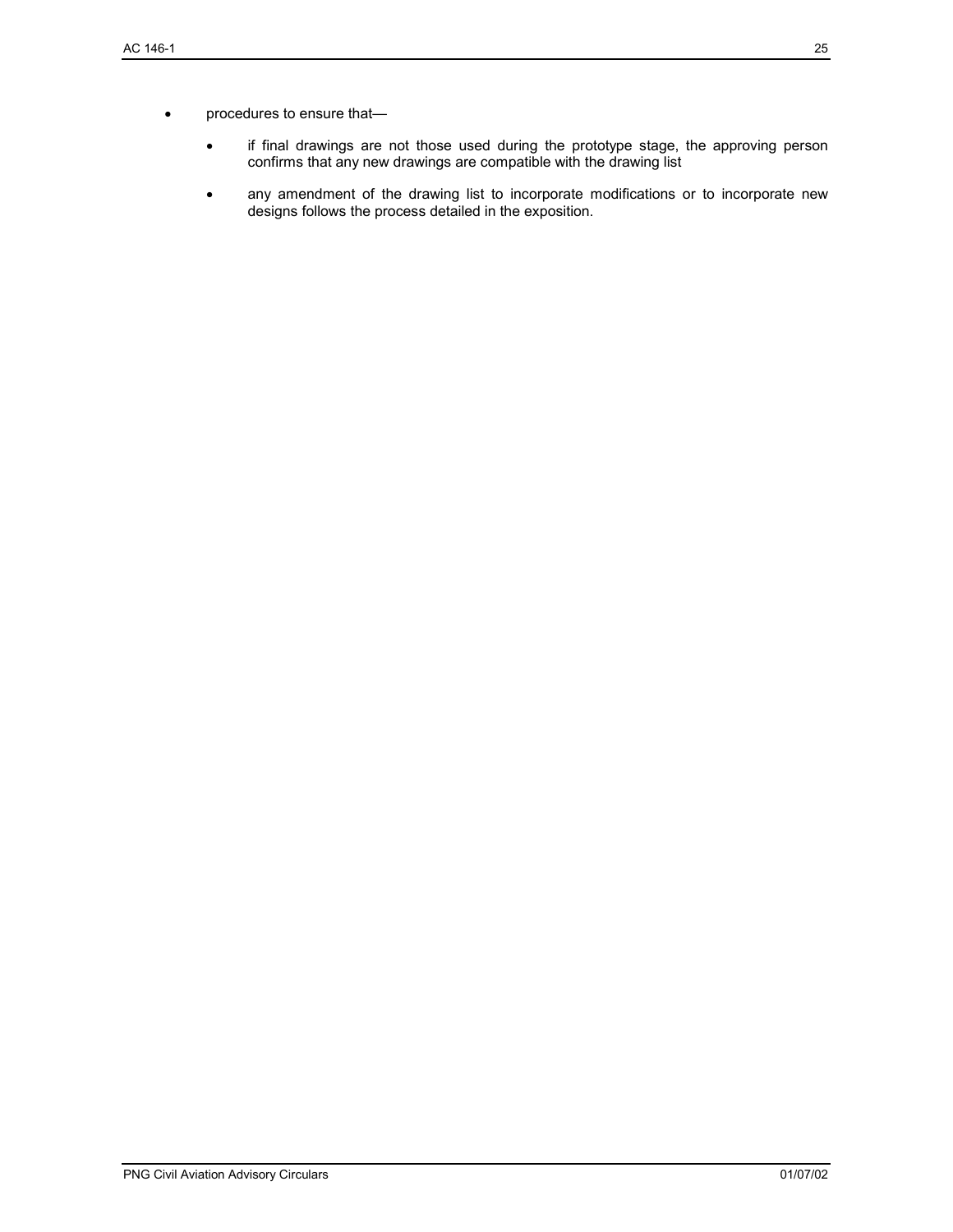- procedures to ensure that—
  - if final drawings are not those used during the prototype stage, the approving person confirms that any new drawings are compatible with the drawing list
  - any amendment of the drawing list to incorporate modifications or to incorporate new designs follows the process detailed in the exposition.